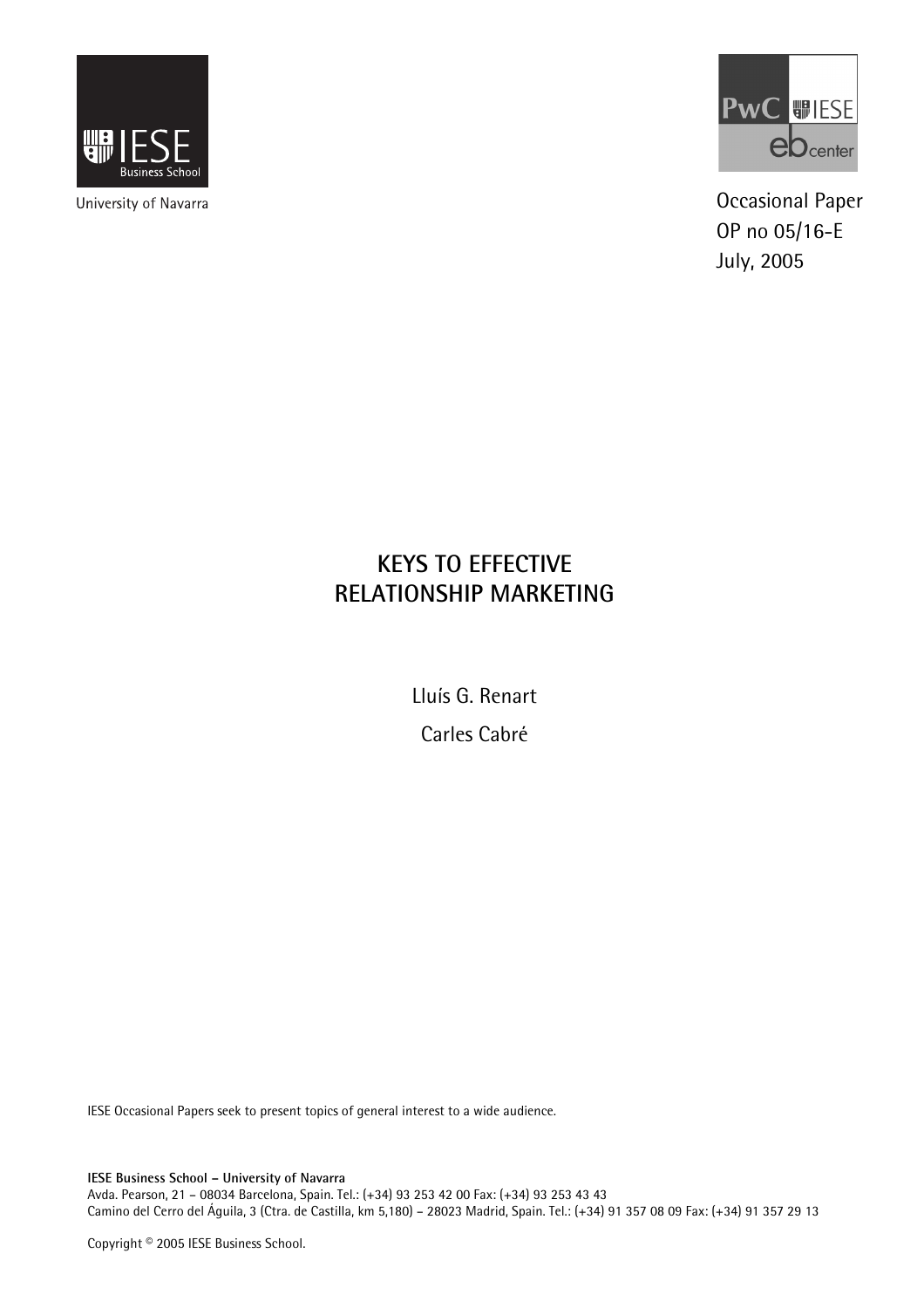University of Navarra

Occasional Paper
OP no 05/16-E
July, 2005

# KEYS TO EFFECTIVE RELATIONSHIP MARKETING

Lluís G. Renart

Carles Cabré

IESE Occasional Papers seek to present topics of general interest to a wide audience.

**IESE Business School – University of Navarra**
Avda. Pearson, 21 – 08034 Barcelona, Spain. Tel.: (+34) 93 253 42 00 Fax: (+34) 93 253 43 43
Camino del Cerro del Águila, 3 (Ctra. de Castilla, km 5,180) – 28023 Madrid, Spain. Tel.: (+34) 91 357 08 09 Fax: (+34) 91 357 29 13

Copyright © 2005 IESE Business School.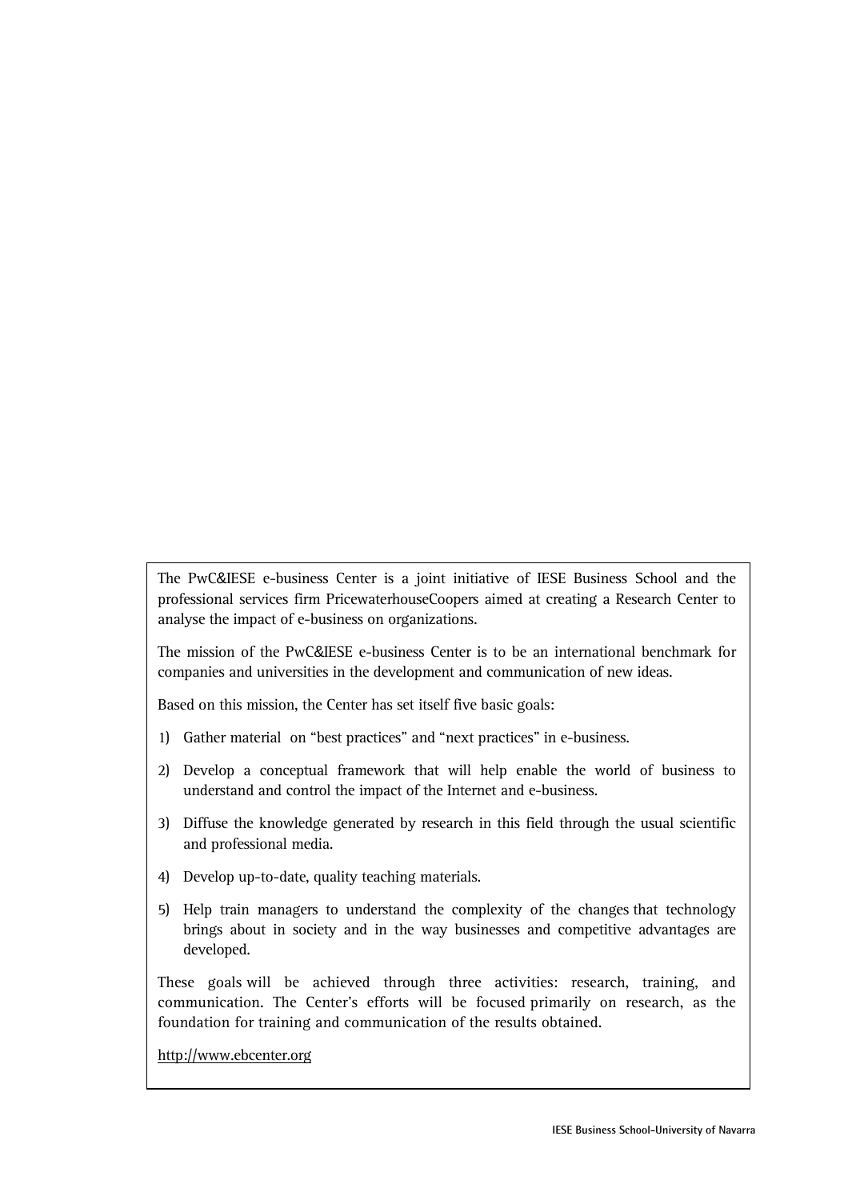The PwC&IESE e-business Center is a joint initiative of IESE Business School and the professional services firm PricewaterhouseCoopers aimed at creating a Research Center to analyse the impact of e-business on organizations.

The mission of the PwC&IESE e-business Center is to be an international benchmark for companies and universities in the development and communication of new ideas.

Based on this mission, the Center has set itself five basic goals:

1) Gather material on "best practices" and "next practices" in e-business.

2) Develop a conceptual framework that will help enable the world of business to understand and control the impact of the Internet and e-business.

3) Diffuse the knowledge generated by research in this field through the usual scientific and professional media.

4) Develop up-to-date, quality teaching materials.

5) Help train managers to understand the complexity of the changes that technology brings about in society and in the way businesses and competitive advantages are developed.

These goals will be achieved through three activities: research, training, and communication. The Center's efforts will be focused primarily on research, as the foundation for training and communication of the results obtained.

http://www.ebcenter.org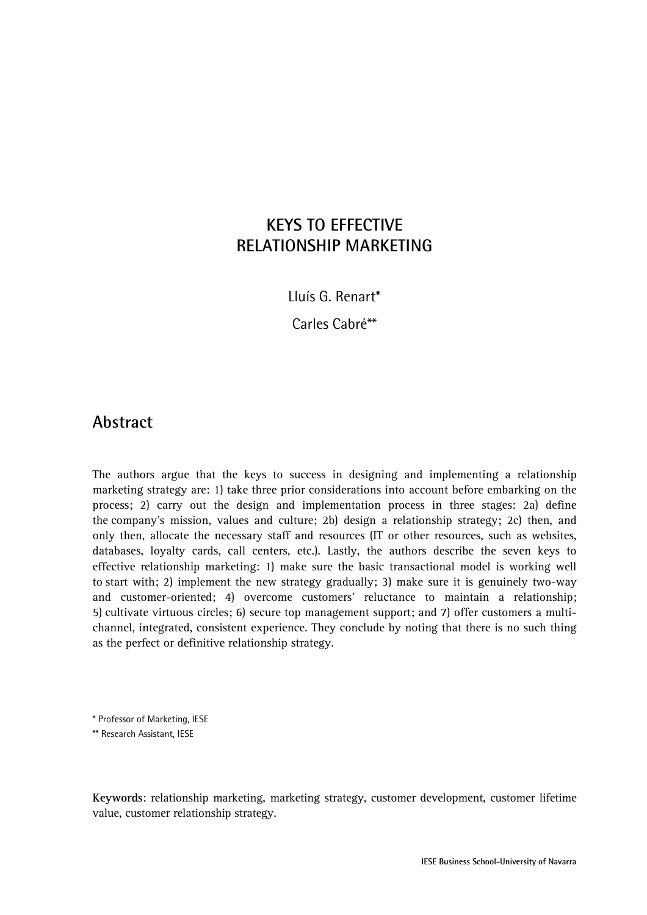# KEYS TO EFFECTIVE RELATIONSHIP MARKETING

Lluís G. Renart*

Carles Cabré**

## Abstract

The authors argue that the keys to success in designing and implementing a relationship marketing strategy are: 1) take three prior considerations into account before embarking on the process; 2) carry out the design and implementation process in three stages: 2a) define the company's mission, values and culture; 2b) design a relationship strategy; 2c) then, and only then, allocate the necessary staff and resources (IT or other resources, such as websites, databases, loyalty cards, call centers, etc.). Lastly, the authors describe the seven keys to effective relationship marketing: 1) make sure the basic transactional model is working well to start with; 2) implement the new strategy gradually; 3) make sure it is genuinely two-way and customer-oriented; 4) overcome customers' reluctance to maintain a relationship; 5) cultivate virtuous circles; 6) secure top management support; and 7) offer customers a multi-channel, integrated, consistent experience. They conclude by noting that there is no such thing as the perfect or definitive relationship strategy.

* Professor of Marketing, IESE

** Research Assistant, IESE

**Keywords**: relationship marketing, marketing strategy, customer development, customer lifetime value, customer relationship strategy.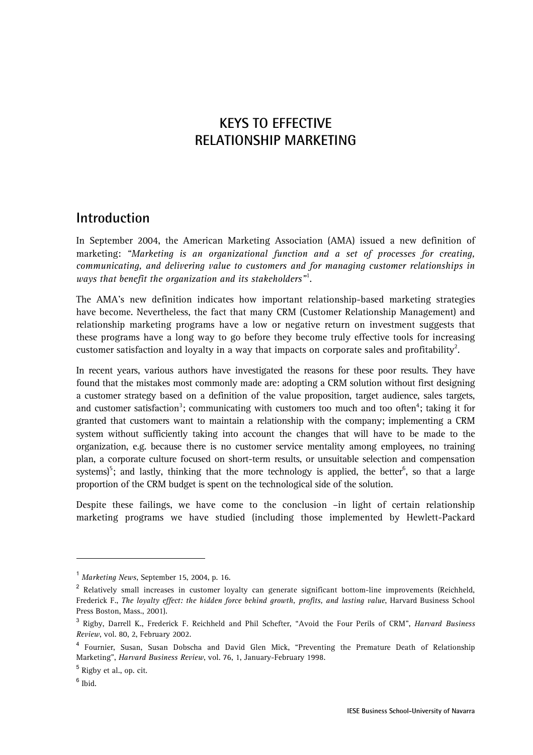# KEYS TO EFFECTIVE RELATIONSHIP MARKETING

## Introduction

In September 2004, the American Marketing Association (AMA) issued a new definition of marketing: *"Marketing is an organizational function and a set of processes for creating, communicating, and delivering value to customers and for managing customer relationships in ways that benefit the organization and its stakeholders"*[1].

The AMA's new definition indicates how important relationship-based marketing strategies have become. Nevertheless, the fact that many CRM (Customer Relationship Management) and relationship marketing programs have a low or negative return on investment suggests that these programs have a long way to go before they become truly effective tools for increasing customer satisfaction and loyalty in a way that impacts on corporate sales and profitability[2].

In recent years, various authors have investigated the reasons for these poor results. They have found that the mistakes most commonly made are: adopting a CRM solution without first designing a customer strategy based on a definition of the value proposition, target audience, sales targets, and customer satisfaction[3]; communicating with customers too much and too often[4]; taking it for granted that customers want to maintain a relationship with the company; implementing a CRM system without sufficiently taking into account the changes that will have to be made to the organization, e.g. because there is no customer service mentality among employees, no training plan, a corporate culture focused on short-term results, or unsuitable selection and compensation systems)[5]; and lastly, thinking that the more technology is applied, the better[6], so that a large proportion of the CRM budget is spent on the technological side of the solution.

Despite these failings, we have come to the conclusion –in light of certain relationship marketing programs we have studied (including those implemented by Hewlett-Packard

---

[1] *Marketing News*, September 15, 2004, p. 16.

[2] Relatively small increases in customer loyalty can generate significant bottom-line improvements (Reichheld, Frederick F., *The loyalty effect: the hidden force behind growth, profits, and lasting value*, Harvard Business School Press Boston, Mass., 2001).

[3] Rigby, Darrell K., Frederick F. Reichheld and Phil Schefter, "Avoid the Four Perils of CRM", *Harvard Business Review*, vol. 80, 2, February 2002.

[4] Fournier, Susan, Susan Dobscha and David Glen Mick, "Preventing the Premature Death of Relationship Marketing", *Harvard Business Review*, vol. 76, 1, January-February 1998.

[5] Rigby et al., op. cit.

[6] Ibid.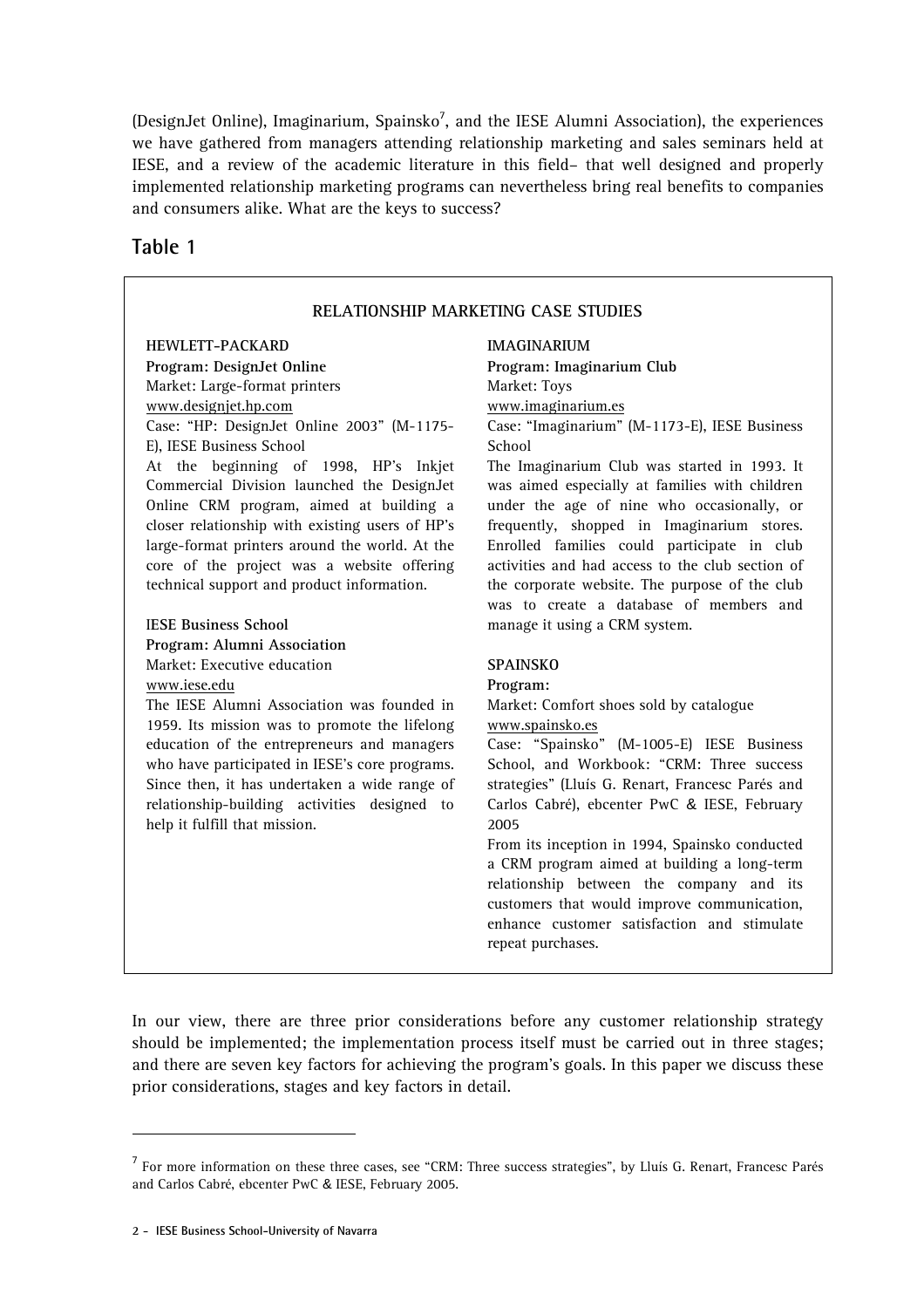(DesignJet Online), Imaginarium, Spainsko[7], and the IESE Alumni Association), the experiences we have gathered from managers attending relationship marketing and sales seminars held at IESE, and a review of the academic literature in this field– that well designed and properly implemented relationship marketing programs can nevertheless bring real benefits to companies and consumers alike. What are the keys to success?

## Table 1

**RELATIONSHIP MARKETING CASE STUDIES**

**HEWLETT-PACKARD**
**Program: DesignJet Online**
Market: Large-format printers
www.designjet.hp.com
Case: "HP: DesignJet Online 2003" (M-1175-E), IESE Business School
At the beginning of 1998, HP's Inkjet Commercial Division launched the DesignJet Online CRM program, aimed at building a closer relationship with existing users of HP's large-format printers around the world. At the core of the project was a website offering technical support and product information.

**IESE Business School**
**Program: Alumni Association**
Market: Executive education
www.iese.edu
The IESE Alumni Association was founded in 1959. Its mission was to promote the lifelong education of the entrepreneurs and managers who have participated in IESE's core programs. Since then, it has undertaken a wide range of relationship-building activities designed to help it fulfill that mission.

**IMAGINARIUM**
**Program: Imaginarium Club**
Market: Toys
www.imaginarium.es
Case: "Imaginarium" (M-1173-E), IESE Business School
The Imaginarium Club was started in 1993. It was aimed especially at families with children under the age of nine who occasionally, or frequently, shopped in Imaginarium stores. Enrolled families could participate in club activities and had access to the club section of the corporate website. The purpose of the club was to create a database of members and manage it using a CRM system.

**SPAINSKO**
**Program:**
Market: Comfort shoes sold by catalogue
www.spainsko.es
Case: "Spainsko" (M-1005-E) IESE Business School, and Workbook: "CRM: Three success strategies" (Lluís G. Renart, Francesc Parés and Carlos Cabré), ebcenter PwC & IESE, February 2005
From its inception in 1994, Spainsko conducted a CRM program aimed at building a long-term relationship between the company and its customers that would improve communication, enhance customer satisfaction and stimulate repeat purchases.

In our view, there are three prior considerations before any customer relationship strategy should be implemented; the implementation process itself must be carried out in three stages; and there are seven key factors for achieving the program's goals. In this paper we discuss these prior considerations, stages and key factors in detail.

[7] For more information on these three cases, see "CRM: Three success strategies", by Lluís G. Renart, Francesc Parés and Carlos Cabré, ebcenter PwC & IESE, February 2005.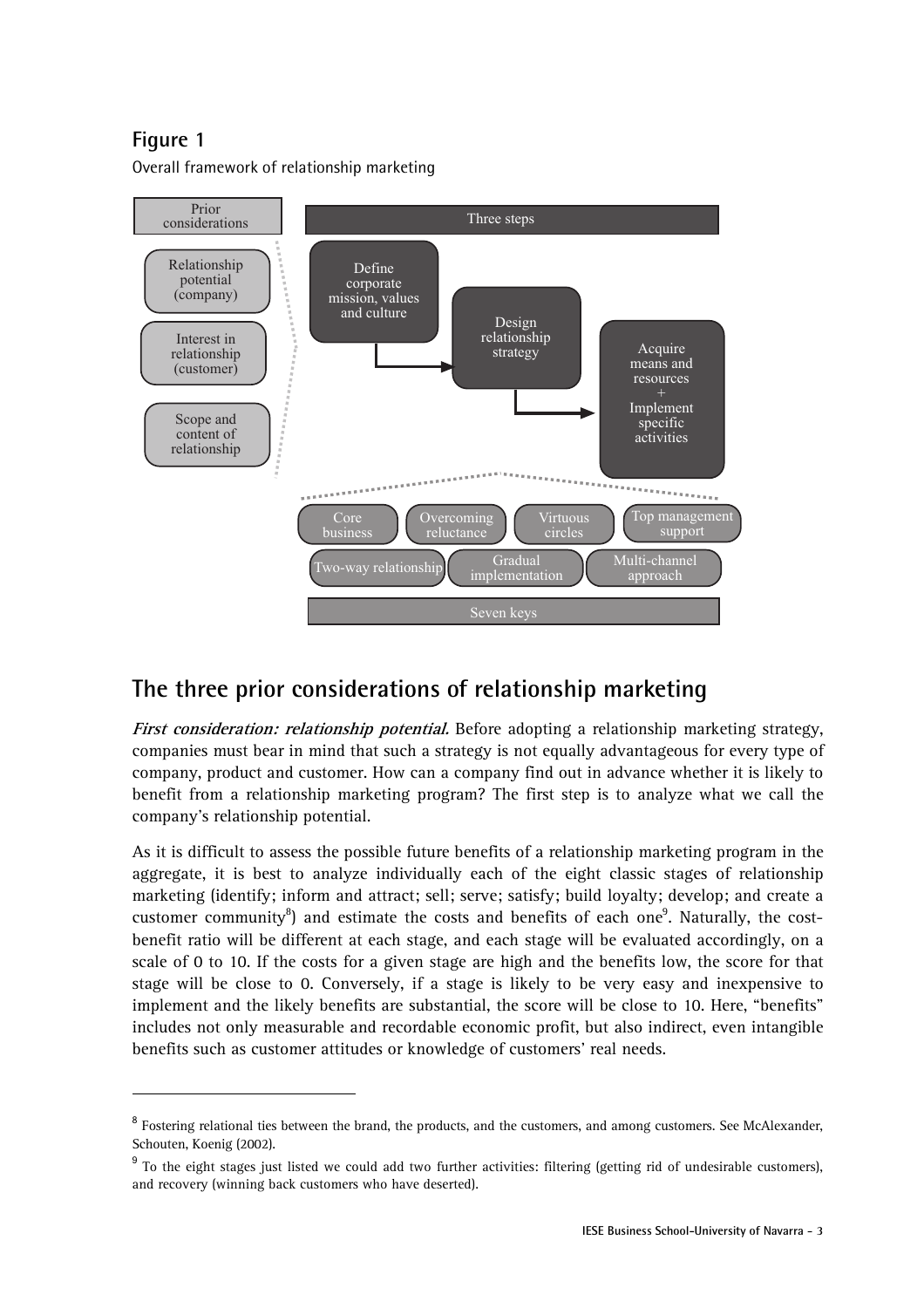## Figure 1

Overall framework of relationship marketing

Prior considerations: Relationship potential (company); Interest in relationship (customer); Scope and content of relationship

Three steps: Define corporate mission, values and culture → Design relationship strategy → Acquire means and resources + Implement specific activities

Seven keys: Core business; Overcoming reluctance; Virtuous circles; Top management support; Two-way relationship; Gradual implementation; Multi-channel approach

## The three prior considerations of relationship marketing

***First consideration: relationship potential.*** Before adopting a relationship marketing strategy, companies must bear in mind that such a strategy is not equally advantageous for every type of company, product and customer. How can a company find out in advance whether it is likely to benefit from a relationship marketing program? The first step is to analyze what we call the company's relationship potential.

As it is difficult to assess the possible future benefits of a relationship marketing program in the aggregate, it is best to analyze individually each of the eight classic stages of relationship marketing (identify; inform and attract; sell; serve; satisfy; build loyalty; develop; and create a customer community[8]) and estimate the costs and benefits of each one[9]. Naturally, the cost-benefit ratio will be different at each stage, and each stage will be evaluated accordingly, on a scale of 0 to 10. If the costs for a given stage are high and the benefits low, the score for that stage will be close to 0. Conversely, if a stage is likely to be very easy and inexpensive to implement and the likely benefits are substantial, the score will be close to 10. Here, "benefits" includes not only measurable and recordable economic profit, but also indirect, even intangible benefits such as customer attitudes or knowledge of customers' real needs.

---

[8] Fostering relational ties between the brand, the products, and the customers, and among customers. See McAlexander, Schouten, Koenig (2002).

[9] To the eight stages just listed we could add two further activities: filtering (getting rid of undesirable customers), and recovery (winning back customers who have deserted).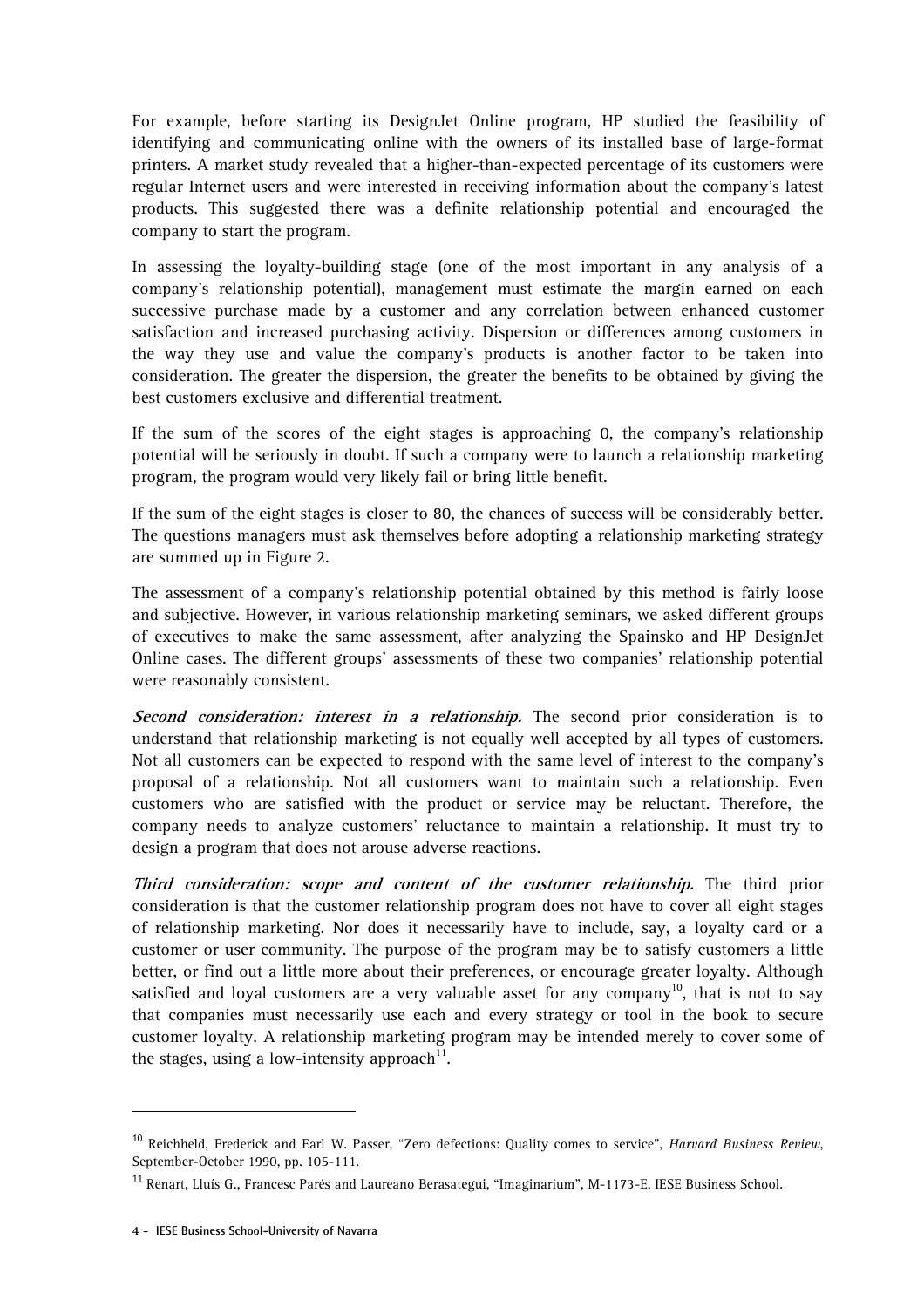For example, before starting its DesignJet Online program, HP studied the feasibility of identifying and communicating online with the owners of its installed base of large-format printers. A market study revealed that a higher-than-expected percentage of its customers were regular Internet users and were interested in receiving information about the company's latest products. This suggested there was a definite relationship potential and encouraged the company to start the program.

In assessing the loyalty-building stage (one of the most important in any analysis of a company's relationship potential), management must estimate the margin earned on each successive purchase made by a customer and any correlation between enhanced customer satisfaction and increased purchasing activity. Dispersion or differences among customers in the way they use and value the company's products is another factor to be taken into consideration. The greater the dispersion, the greater the benefits to be obtained by giving the best customers exclusive and differential treatment.

If the sum of the scores of the eight stages is approaching 0, the company's relationship potential will be seriously in doubt. If such a company were to launch a relationship marketing program, the program would very likely fail or bring little benefit.

If the sum of the eight stages is closer to 80, the chances of success will be considerably better. The questions managers must ask themselves before adopting a relationship marketing strategy are summed up in Figure 2.

The assessment of a company's relationship potential obtained by this method is fairly loose and subjective. However, in various relationship marketing seminars, we asked different groups of executives to make the same assessment, after analyzing the Spainsko and HP DesignJet Online cases. The different groups' assessments of these two companies' relationship potential were reasonably consistent.

***Second consideration: interest in a relationship.*** The second prior consideration is to understand that relationship marketing is not equally well accepted by all types of customers. Not all customers can be expected to respond with the same level of interest to the company's proposal of a relationship. Not all customers want to maintain such a relationship. Even customers who are satisfied with the product or service may be reluctant. Therefore, the company needs to analyze customers' reluctance to maintain a relationship. It must try to design a program that does not arouse adverse reactions.

***Third consideration: scope and content of the customer relationship.*** The third prior consideration is that the customer relationship program does not have to cover all eight stages of relationship marketing. Nor does it necessarily have to include, say, a loyalty card or a customer or user community. The purpose of the program may be to satisfy customers a little better, or find out a little more about their preferences, or encourage greater loyalty. Although satisfied and loyal customers are a very valuable asset for any company[10], that is not to say that companies must necessarily use each and every strategy or tool in the book to secure customer loyalty. A relationship marketing program may be intended merely to cover some of the stages, using a low-intensity approach[11].

---

[10] Reichheld, Frederick and Earl W. Passer, "Zero defections: Quality comes to service", *Harvard Business Review*, September-October 1990, pp. 105-111.

[11] Renart, Lluís G., Francesc Parés and Laureano Berasategui, "Imaginarium", M-1173-E, IESE Business School.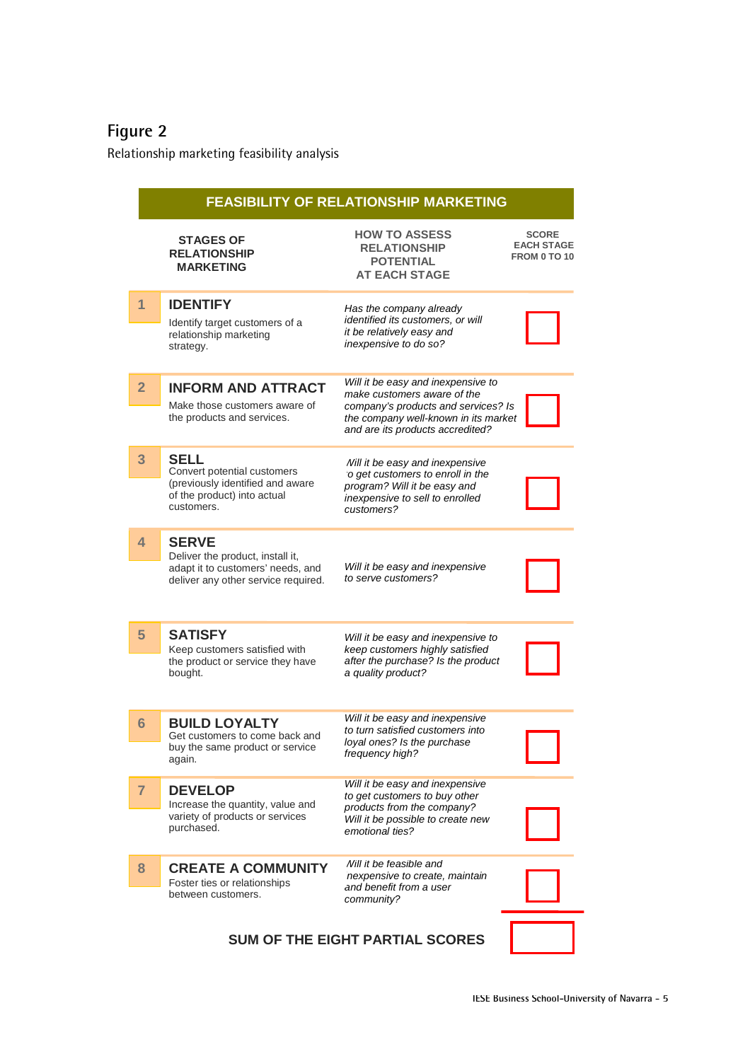# Figure 2

Relationship marketing feasibility analysis

**FEASIBILITY OF RELATIONSHIP MARKETING**

| | STAGES OF RELATIONSHIP MARKETING | HOW TO ASSESS RELATIONSHIP POTENTIAL AT EACH STAGE | SCORE EACH STAGE FROM 0 TO 10 |
|---|---|---|---|
| 1 | **IDENTIFY** Identify target customers of a relationship marketing strategy. | *Has the company already identified its customers, or will it be relatively easy and inexpensive to do so?* | |
| 2 | **INFORM AND ATTRACT** Make those customers aware of the products and services. | *Will it be easy and inexpensive to make customers aware of the company's products and services? Is the company well-known in its market and are its products accredited?* | |
| 3 | **SELL** Convert potential customers (previously identified and aware of the product) into actual customers. | *Will it be easy and inexpensive to get customers to enroll in the program? Will it be easy and inexpensive to sell to enrolled customers?* | |
| 4 | **SERVE** Deliver the product, install it, adapt it to customers' needs, and deliver any other service required. | *Will it be easy and inexpensive to serve customers?* | |
| 5 | **SATISFY** Keep customers satisfied with the product or service they have bought. | *Will it be easy and inexpensive to keep customers highly satisfied after the purchase? Is the product a quality product?* | |
| 6 | **BUILD LOYALTY** Get customers to come back and buy the same product or service again. | *Will it be easy and inexpensive to turn satisfied customers into loyal ones? Is the purchase frequency high?* | |
| 7 | **DEVELOP** Increase the quantity, value and variety of products or services purchased. | *Will it be easy and inexpensive to get customers to buy other products from the company? Will it be possible to create new emotional ties?* | |
| 8 | **CREATE A COMMUNITY** Foster ties or relationships between customers. | *Will it be feasible and inexpensive to create, maintain and benefit from a user community?* | |
| | **SUM OF THE EIGHT PARTIAL SCORES** | | |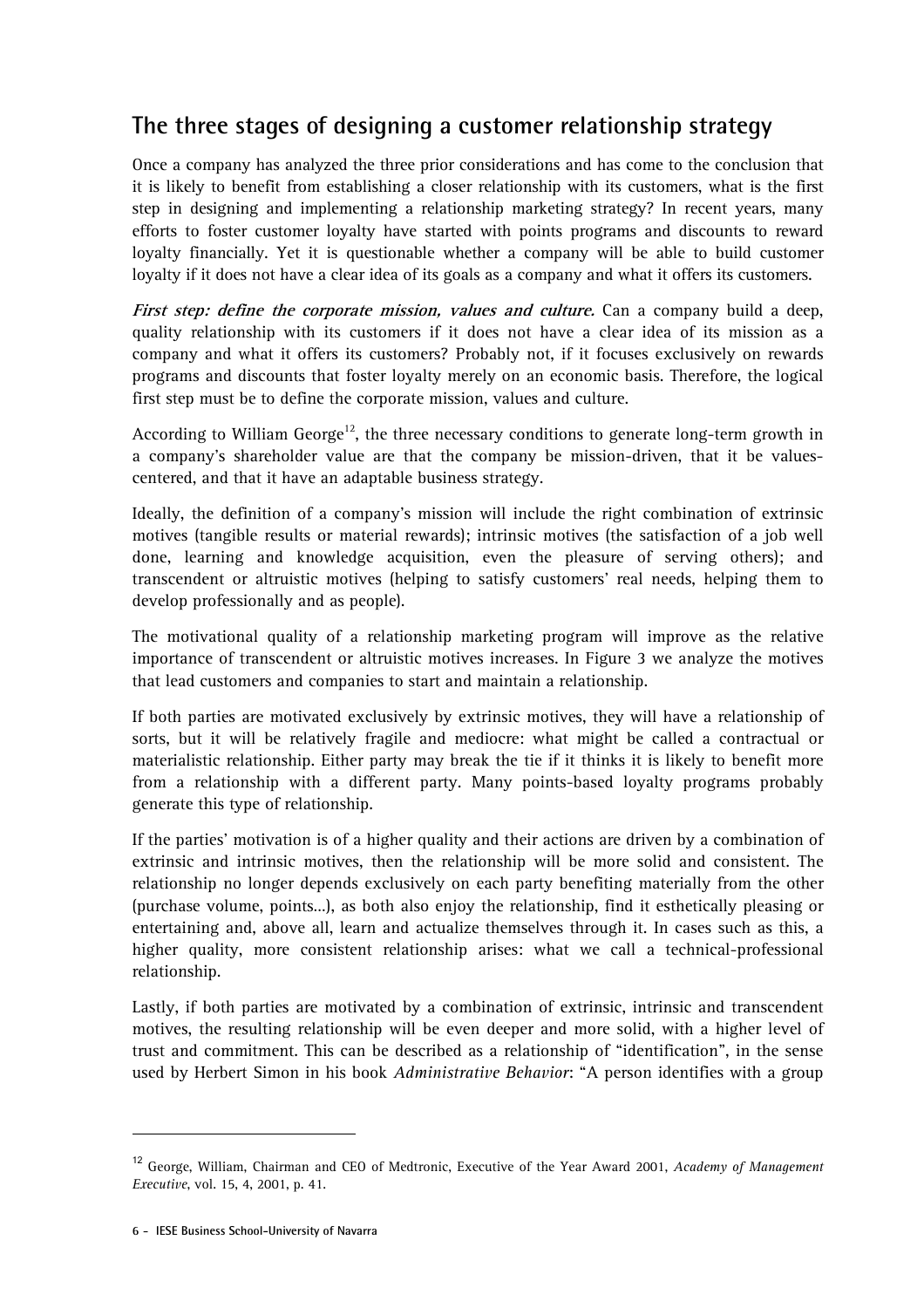## The three stages of designing a customer relationship strategy

Once a company has analyzed the three prior considerations and has come to the conclusion that it is likely to benefit from establishing a closer relationship with its customers, what is the first step in designing and implementing a relationship marketing strategy? In recent years, many efforts to foster customer loyalty have started with points programs and discounts to reward loyalty financially. Yet it is questionable whether a company will be able to build customer loyalty if it does not have a clear idea of its goals as a company and what it offers its customers.

***First step: define the corporate mission, values and culture.*** Can a company build a deep, quality relationship with its customers if it does not have a clear idea of its mission as a company and what it offers its customers? Probably not, if it focuses exclusively on rewards programs and discounts that foster loyalty merely on an economic basis. Therefore, the logical first step must be to define the corporate mission, values and culture.

According to William George[12], the three necessary conditions to generate long-term growth in a company's shareholder value are that the company be mission-driven, that it be values-centered, and that it have an adaptable business strategy.

Ideally, the definition of a company's mission will include the right combination of extrinsic motives (tangible results or material rewards); intrinsic motives (the satisfaction of a job well done, learning and knowledge acquisition, even the pleasure of serving others); and transcendent or altruistic motives (helping to satisfy customers' real needs, helping them to develop professionally and as people).

The motivational quality of a relationship marketing program will improve as the relative importance of transcendent or altruistic motives increases. In Figure 3 we analyze the motives that lead customers and companies to start and maintain a relationship.

If both parties are motivated exclusively by extrinsic motives, they will have a relationship of sorts, but it will be relatively fragile and mediocre: what might be called a contractual or materialistic relationship. Either party may break the tie if it thinks it is likely to benefit more from a relationship with a different party. Many points-based loyalty programs probably generate this type of relationship.

If the parties' motivation is of a higher quality and their actions are driven by a combination of extrinsic and intrinsic motives, then the relationship will be more solid and consistent. The relationship no longer depends exclusively on each party benefiting materially from the other (purchase volume, points…), as both also enjoy the relationship, find it esthetically pleasing or entertaining and, above all, learn and actualize themselves through it. In cases such as this, a higher quality, more consistent relationship arises: what we call a technical-professional relationship.

Lastly, if both parties are motivated by a combination of extrinsic, intrinsic and transcendent motives, the resulting relationship will be even deeper and more solid, with a higher level of trust and commitment. This can be described as a relationship of "identification", in the sense used by Herbert Simon in his book *Administrative Behavior*: "A person identifies with a group

---

[12] George, William, Chairman and CEO of Medtronic, Executive of the Year Award 2001, *Academy of Management Executive*, vol. 15, 4, 2001, p. 41.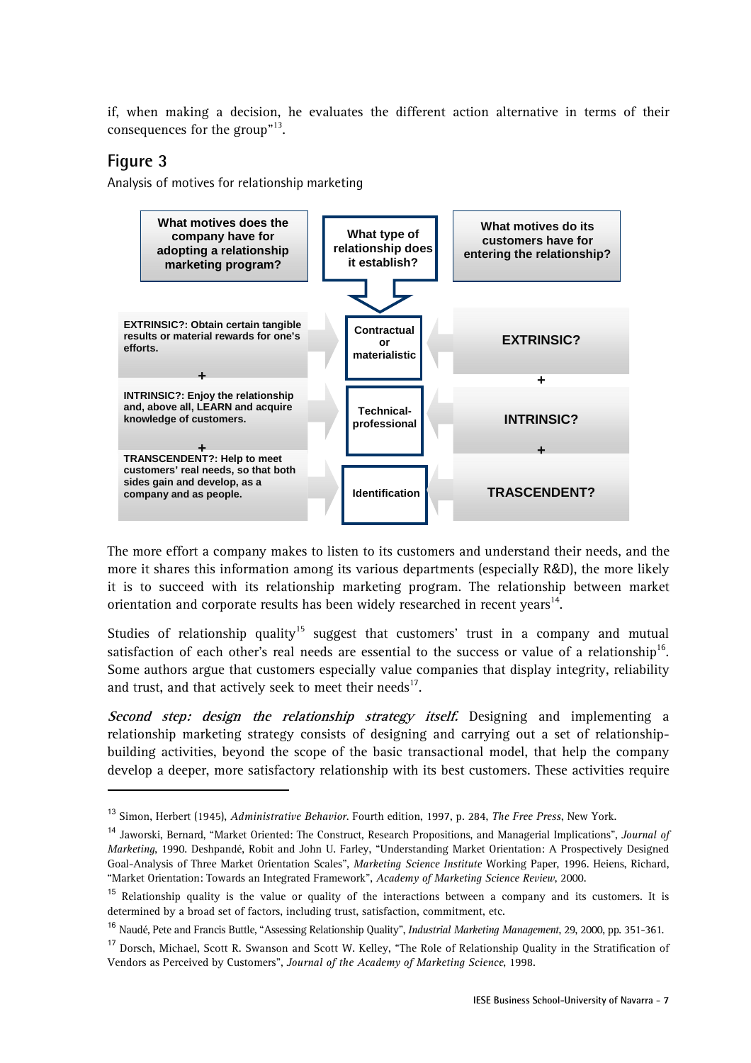if, when making a decision, he evaluates the different action alternative in terms of their consequences for the group"[13].

## Figure 3

Analysis of motives for relationship marketing

| What motives does the company have for adopting a relationship marketing program? | What type of relationship does it establish? | What motives do its customers have for entering the relationship? |
|---|---|---|
| EXTRINSIC?: Obtain certain tangible results or material rewards for one's efforts. | Contractual or materialistic | EXTRINSIC? |
| + | | + |
| INTRINSIC?: Enjoy the relationship and, above all, LEARN and acquire knowledge of customers. | Technical-professional | INTRINSIC? |
| + | | + |
| TRANSCENDENT?: Help to meet customers' real needs, so that both sides gain and develop, as a company and as people. | Identification | TRASCENDENT? |

The more effort a company makes to listen to its customers and understand their needs, and the more it shares this information among its various departments (especially R&D), the more likely it is to succeed with its relationship marketing program. The relationship between market orientation and corporate results has been widely researched in recent years[14].

Studies of relationship quality[15] suggest that customers' trust in a company and mutual satisfaction of each other's real needs are essential to the success or value of a relationship[16]. Some authors argue that customers especially value companies that display integrity, reliability and trust, and that actively seek to meet their needs[17].

***Second step: design the relationship strategy itself.*** Designing and implementing a relationship marketing strategy consists of designing and carrying out a set of relationship-building activities, beyond the scope of the basic transactional model, that help the company develop a deeper, more satisfactory relationship with its best customers. These activities require

---

[13] Simon, Herbert (1945), *Administrative Behavior*. Fourth edition, 1997, p. 284, *The Free Press*, New York.

[14] Jaworski, Bernard, "Market Oriented: The Construct, Research Propositions, and Managerial Implications", *Journal of Marketing*, 1990. Deshpandé, Robit and John U. Farley, "Understanding Market Orientation: A Prospectively Designed Goal-Analysis of Three Market Orientation Scales", *Marketing Science Institute* Working Paper, 1996. Heiens, Richard, "Market Orientation: Towards an Integrated Framework", *Academy of Marketing Science Review*, 2000.

[15] Relationship quality is the value or quality of the interactions between a company and its customers. It is determined by a broad set of factors, including trust, satisfaction, commitment, etc.

[16] Naudé, Pete and Francis Buttle, "Assessing Relationship Quality", *Industrial Marketing Management*, 29, 2000, pp. 351-361.

[17] Dorsch, Michael, Scott R. Swanson and Scott W. Kelley, "The Role of Relationship Quality in the Stratification of Vendors as Perceived by Customers", *Journal of the Academy of Marketing Science*, 1998.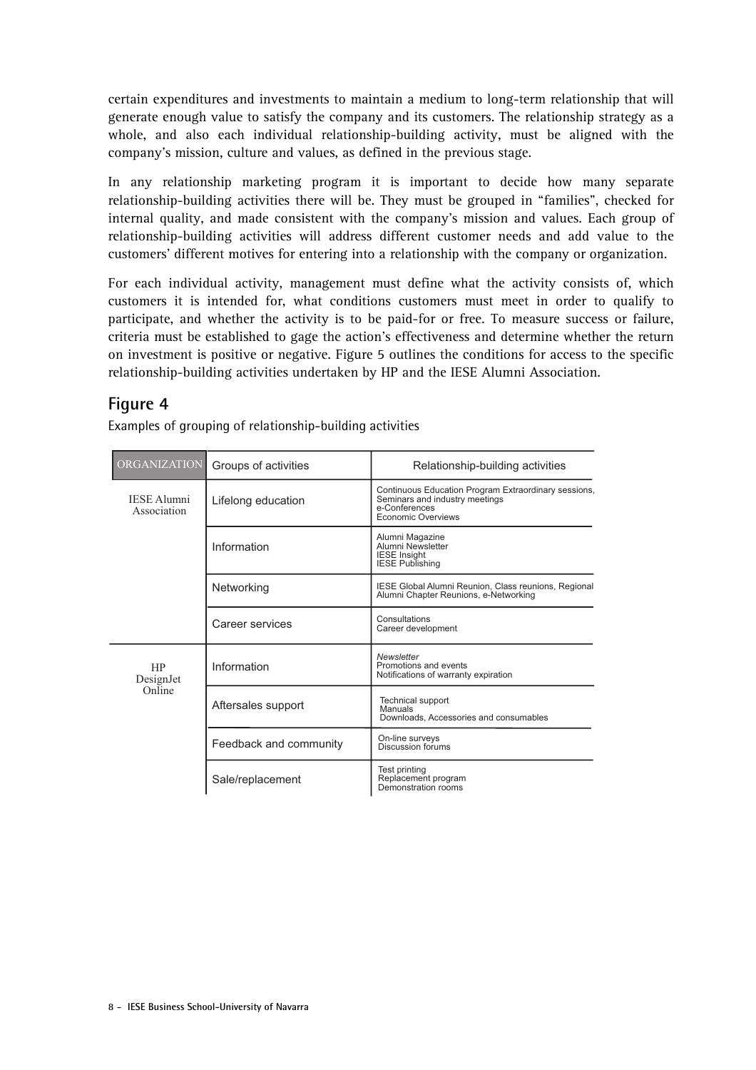certain expenditures and investments to maintain a medium to long-term relationship that will generate enough value to satisfy the company and its customers. The relationship strategy as a whole, and also each individual relationship-building activity, must be aligned with the company's mission, culture and values, as defined in the previous stage.

In any relationship marketing program it is important to decide how many separate relationship-building activities there will be. They must be grouped in "families", checked for internal quality, and made consistent with the company's mission and values. Each group of relationship-building activities will address different customer needs and add value to the customers' different motives for entering into a relationship with the company or organization.

For each individual activity, management must define what the activity consists of, which customers it is intended for, what conditions customers must meet in order to qualify to participate, and whether the activity is to be paid-for or free. To measure success or failure, criteria must be established to gage the action's effectiveness and determine whether the return on investment is positive or negative. Figure 5 outlines the conditions for access to the specific relationship-building activities undertaken by HP and the IESE Alumni Association.

## Figure 4

Examples of grouping of relationship-building activities

| ORGANIZATION | Groups of activities | Relationship-building activities |
|---|---|---|
| IESE Alumni Association | Lifelong education | Continuous Education Program Extraordinary sessions, Seminars and industry meetings<br>e-Conferences<br>Economic Overviews |
| | Information | Alumni Magazine<br>Alumni Newsletter<br>IESE Insight<br>IESE Publishing |
| | Networking | IESE Global Alumni Reunion, Class reunions, Regional Alumni Chapter Reunions, e-Networking |
| | Career services | Consultations<br>Career development |
| HP DesignJet Online | Information | *Newsletter*<br>Promotions and events<br>Notifications of warranty expiration |
| | Aftersales support | Technical support<br>Manuals<br>Downloads, Accessories and consumables |
| | Feedback and community | On-line surveys<br>Discussion forums |
| | Sale/replacement | Test printing<br>Replacement program<br>Demonstration rooms |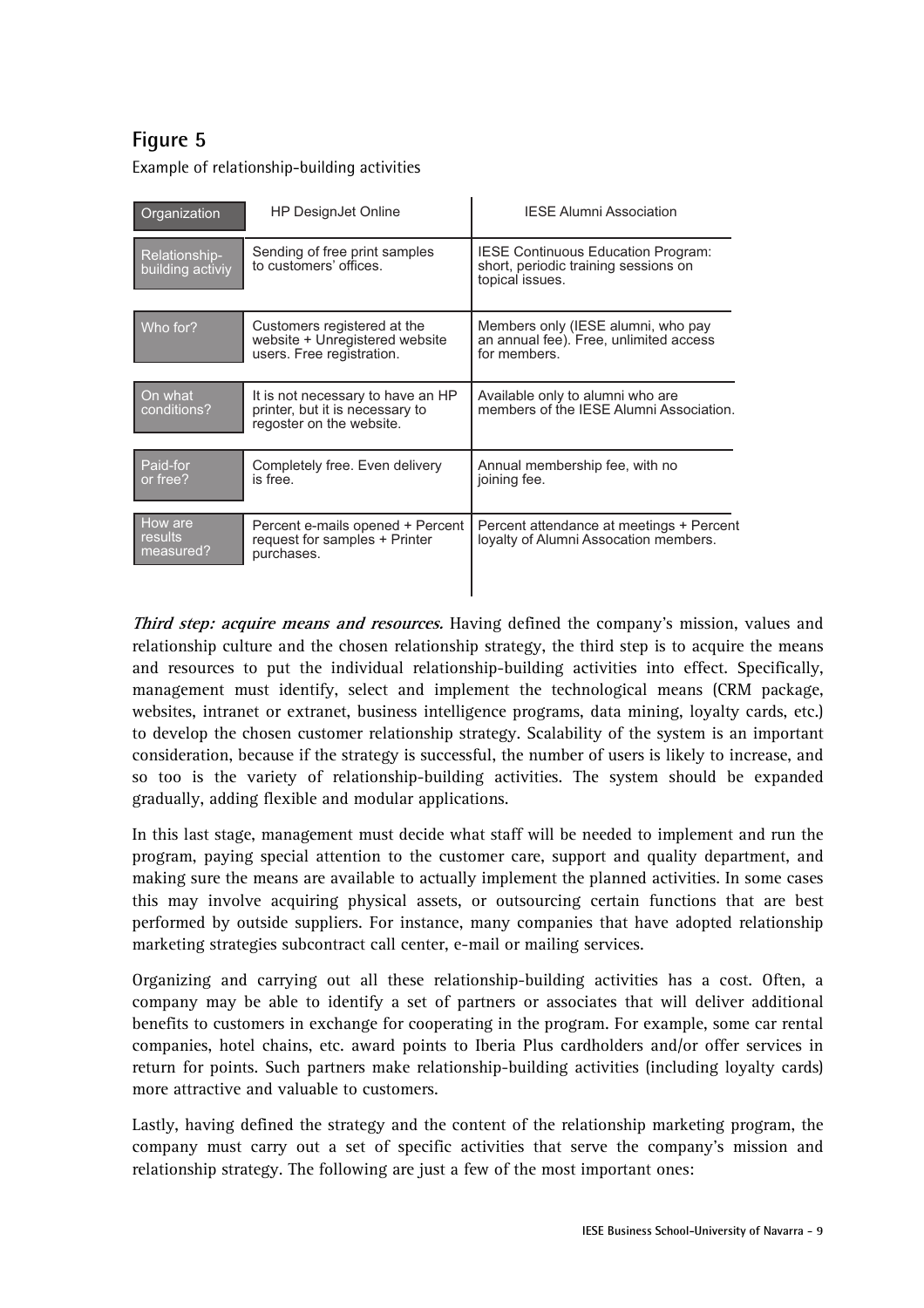## Figure 5

Example of relationship-building activities

| Organization | HP DesignJet Online | IESE Alumni Association |
|---|---|---|
| Relationship-building activiy | Sending of free print samples to customers' offices. | IESE Continuous Education Program: short, periodic training sessions on topical issues. |
| Who for? | Customers registered at the website + Unregistered website users. Free registration. | Members only (IESE alumni, who pay an annual fee). Free, unlimited access for members. |
| On what conditions? | It is not necessary to have an HP printer, but it is necessary to regoster on the website. | Available only to alumni who are members of the IESE Alumni Association. |
| Paid-for or free? | Completely free. Even delivery is free. | Annual membership fee, with no joining fee. |
| How are results measured? | Percent e-mails opened + Percent request for samples + Printer purchases. | Percent attendance at meetings + Percent loyalty of Alumni Assocation members. |

***Third step: acquire means and resources.*** Having defined the company's mission, values and relationship culture and the chosen relationship strategy, the third step is to acquire the means and resources to put the individual relationship-building activities into effect. Specifically, management must identify, select and implement the technological means (CRM package, websites, intranet or extranet, business intelligence programs, data mining, loyalty cards, etc.) to develop the chosen customer relationship strategy. Scalability of the system is an important consideration, because if the strategy is successful, the number of users is likely to increase, and so too is the variety of relationship-building activities. The system should be expanded gradually, adding flexible and modular applications.

In this last stage, management must decide what staff will be needed to implement and run the program, paying special attention to the customer care, support and quality department, and making sure the means are available to actually implement the planned activities. In some cases this may involve acquiring physical assets, or outsourcing certain functions that are best performed by outside suppliers. For instance, many companies that have adopted relationship marketing strategies subcontract call center, e-mail or mailing services.

Organizing and carrying out all these relationship-building activities has a cost. Often, a company may be able to identify a set of partners or associates that will deliver additional benefits to customers in exchange for cooperating in the program. For example, some car rental companies, hotel chains, etc. award points to Iberia Plus cardholders and/or offer services in return for points. Such partners make relationship-building activities (including loyalty cards) more attractive and valuable to customers.

Lastly, having defined the strategy and the content of the relationship marketing program, the company must carry out a set of specific activities that serve the company's mission and relationship strategy. The following are just a few of the most important ones: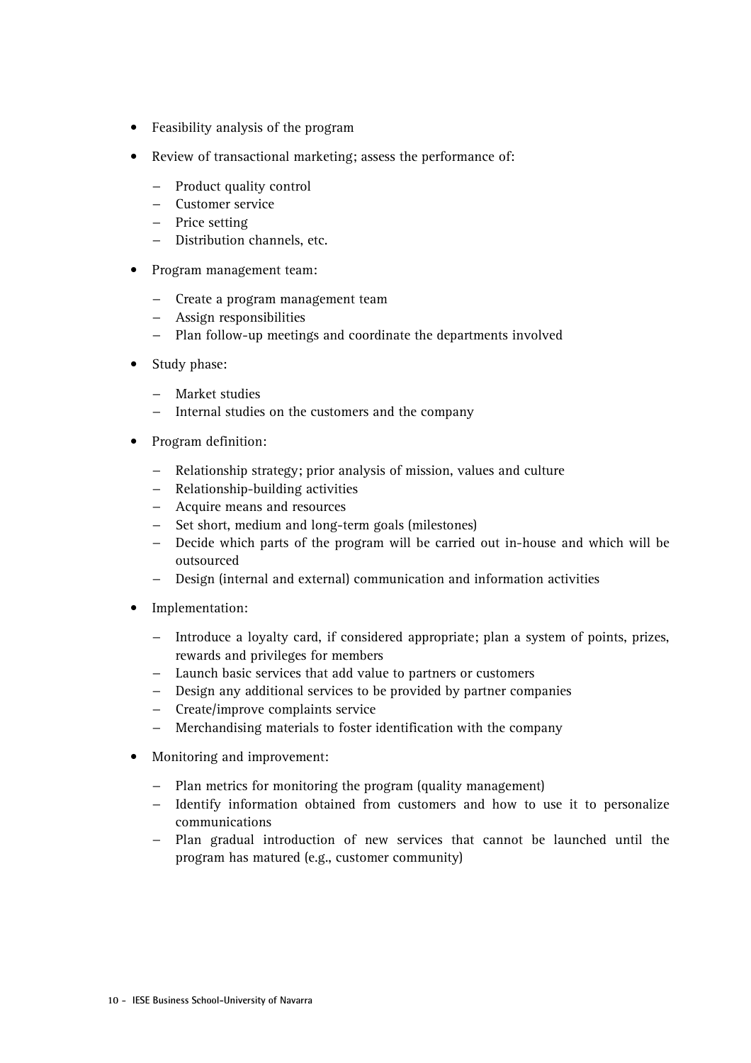- Feasibility analysis of the program
- Review of transactional marketing; assess the performance of:
  - Product quality control
  - Customer service
  - Price setting
  - Distribution channels, etc.
- Program management team:
  - Create a program management team
  - Assign responsibilities
  - Plan follow-up meetings and coordinate the departments involved
- Study phase:
  - Market studies
  - Internal studies on the customers and the company
- Program definition:
  - Relationship strategy; prior analysis of mission, values and culture
  - Relationship-building activities
  - Acquire means and resources
  - Set short, medium and long-term goals (milestones)
  - Decide which parts of the program will be carried out in-house and which will be outsourced
  - Design (internal and external) communication and information activities
- Implementation:
  - Introduce a loyalty card, if considered appropriate; plan a system of points, prizes, rewards and privileges for members
  - Launch basic services that add value to partners or customers
  - Design any additional services to be provided by partner companies
  - Create/improve complaints service
  - Merchandising materials to foster identification with the company
- Monitoring and improvement:
  - Plan metrics for monitoring the program (quality management)
  - Identify information obtained from customers and how to use it to personalize communications
  - Plan gradual introduction of new services that cannot be launched until the program has matured (e.g., customer community)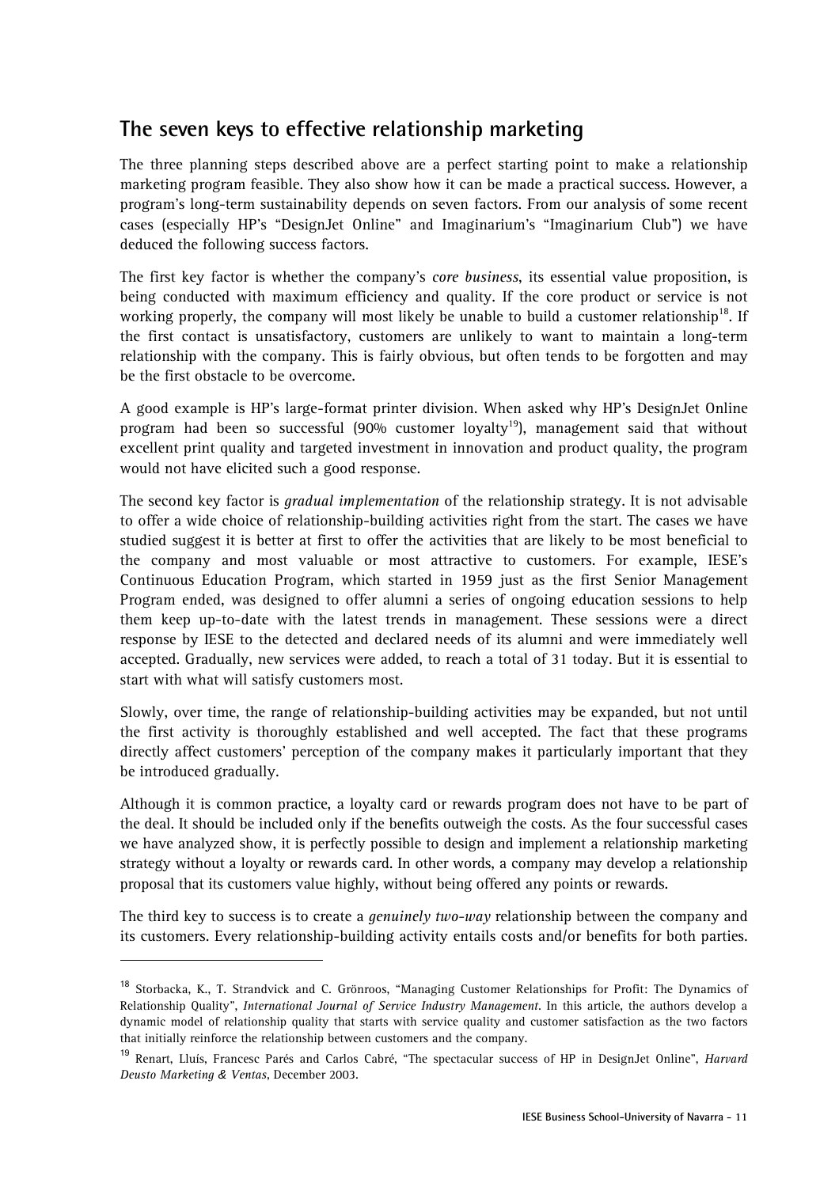## The seven keys to effective relationship marketing

The three planning steps described above are a perfect starting point to make a relationship marketing program feasible. They also show how it can be made a practical success. However, a program's long-term sustainability depends on seven factors. From our analysis of some recent cases (especially HP's "DesignJet Online" and Imaginarium's "Imaginarium Club") we have deduced the following success factors.

The first key factor is whether the company's *core business*, its essential value proposition, is being conducted with maximum efficiency and quality. If the core product or service is not working properly, the company will most likely be unable to build a customer relationship[18]. If the first contact is unsatisfactory, customers are unlikely to want to maintain a long-term relationship with the company. This is fairly obvious, but often tends to be forgotten and may be the first obstacle to be overcome.

A good example is HP's large-format printer division. When asked why HP's DesignJet Online program had been so successful (90% customer loyalty[19]), management said that without excellent print quality and targeted investment in innovation and product quality, the program would not have elicited such a good response.

The second key factor is *gradual implementation* of the relationship strategy. It is not advisable to offer a wide choice of relationship-building activities right from the start. The cases we have studied suggest it is better at first to offer the activities that are likely to be most beneficial to the company and most valuable or most attractive to customers. For example, IESE's Continuous Education Program, which started in 1959 just as the first Senior Management Program ended, was designed to offer alumni a series of ongoing education sessions to help them keep up-to-date with the latest trends in management. These sessions were a direct response by IESE to the detected and declared needs of its alumni and were immediately well accepted. Gradually, new services were added, to reach a total of 31 today. But it is essential to start with what will satisfy customers most.

Slowly, over time, the range of relationship-building activities may be expanded, but not until the first activity is thoroughly established and well accepted. The fact that these programs directly affect customers' perception of the company makes it particularly important that they be introduced gradually.

Although it is common practice, a loyalty card or rewards program does not have to be part of the deal. It should be included only if the benefits outweigh the costs. As the four successful cases we have analyzed show, it is perfectly possible to design and implement a relationship marketing strategy without a loyalty or rewards card. In other words, a company may develop a relationship proposal that its customers value highly, without being offered any points or rewards.

The third key to success is to create a *genuinely two-way* relationship between the company and its customers. Every relationship-building activity entails costs and/or benefits for both parties.

---

[18] Storbacka, K., T. Strandvick and C. Grönroos, "Managing Customer Relationships for Profit: The Dynamics of Relationship Quality", *International Journal of Service Industry Management*. In this article, the authors develop a dynamic model of relationship quality that starts with service quality and customer satisfaction as the two factors that initially reinforce the relationship between customers and the company.

[19] Renart, Lluís, Francesc Parés and Carlos Cabré, "The spectacular success of HP in DesignJet Online", *Harvard Deusto Marketing & Ventas*, December 2003.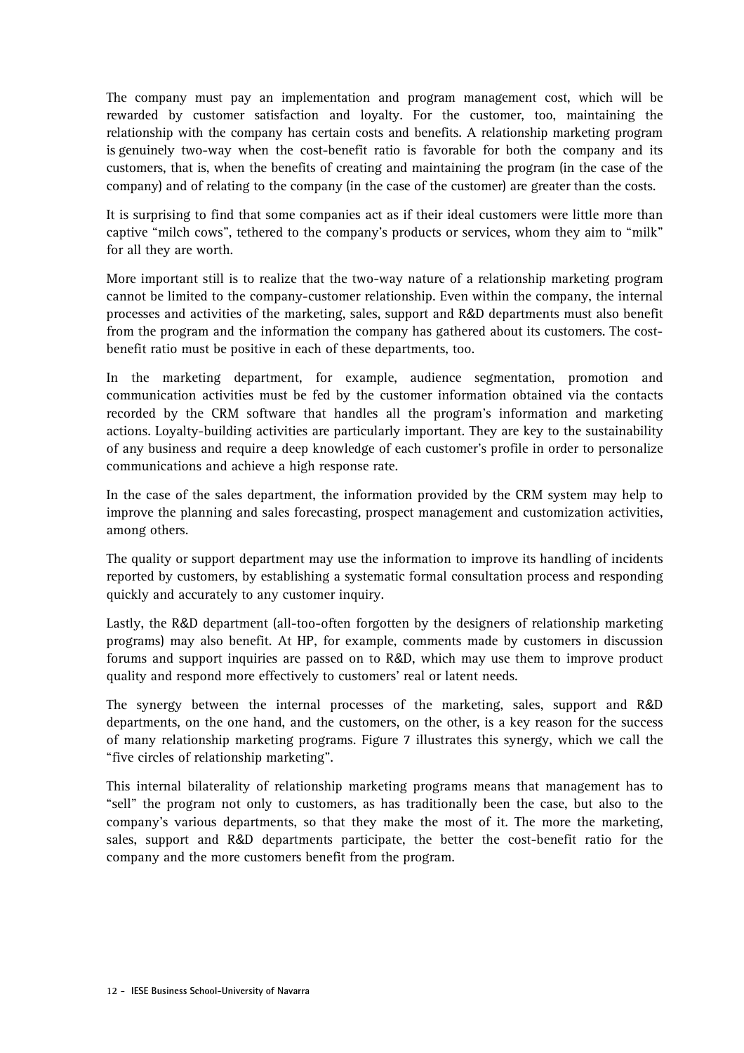The company must pay an implementation and program management cost, which will be rewarded by customer satisfaction and loyalty. For the customer, too, maintaining the relationship with the company has certain costs and benefits. A relationship marketing program is genuinely two-way when the cost-benefit ratio is favorable for both the company and its customers, that is, when the benefits of creating and maintaining the program (in the case of the company) and of relating to the company (in the case of the customer) are greater than the costs.

It is surprising to find that some companies act as if their ideal customers were little more than captive "milch cows", tethered to the company's products or services, whom they aim to "milk" for all they are worth.

More important still is to realize that the two-way nature of a relationship marketing program cannot be limited to the company-customer relationship. Even within the company, the internal processes and activities of the marketing, sales, support and R&D departments must also benefit from the program and the information the company has gathered about its customers. The cost-benefit ratio must be positive in each of these departments, too.

In the marketing department, for example, audience segmentation, promotion and communication activities must be fed by the customer information obtained via the contacts recorded by the CRM software that handles all the program's information and marketing actions. Loyalty-building activities are particularly important. They are key to the sustainability of any business and require a deep knowledge of each customer's profile in order to personalize communications and achieve a high response rate.

In the case of the sales department, the information provided by the CRM system may help to improve the planning and sales forecasting, prospect management and customization activities, among others.

The quality or support department may use the information to improve its handling of incidents reported by customers, by establishing a systematic formal consultation process and responding quickly and accurately to any customer inquiry.

Lastly, the R&D department (all-too-often forgotten by the designers of relationship marketing programs) may also benefit. At HP, for example, comments made by customers in discussion forums and support inquiries are passed on to R&D, which may use them to improve product quality and respond more effectively to customers' real or latent needs.

The synergy between the internal processes of the marketing, sales, support and R&D departments, on the one hand, and the customers, on the other, is a key reason for the success of many relationship marketing programs. Figure 7 illustrates this synergy, which we call the "five circles of relationship marketing".

This internal bilaterality of relationship marketing programs means that management has to "sell" the program not only to customers, as has traditionally been the case, but also to the company's various departments, so that they make the most of it. The more the marketing, sales, support and R&D departments participate, the better the cost-benefit ratio for the company and the more customers benefit from the program.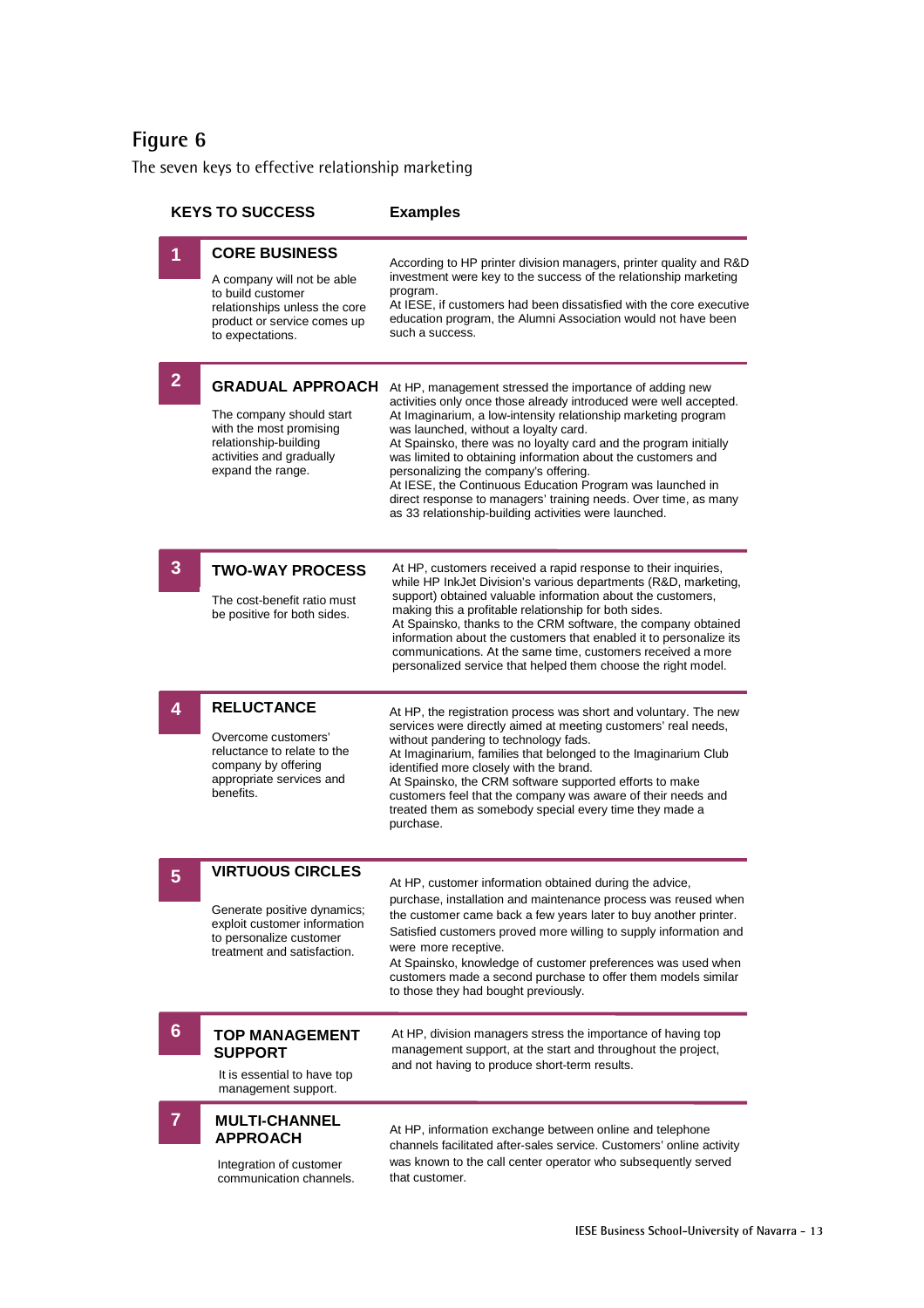## Figure 6

The seven keys to effective relationship marketing

| KEYS TO SUCCESS | Examples |
| --- | --- |
| **1 CORE BUSINESS**<br>A company will not be able to build customer relationships unless the core product or service comes up to expectations. | According to HP printer division managers, printer quality and R&D investment were key to the success of the relationship marketing program.<br>At IESE, if customers had been dissatisfied with the core executive education program, the Alumni Association would not have been such a success. |
| **2 GRADUAL APPROACH**<br>The company should start with the most promising relationship-building activities and gradually expand the range. | At HP, management stressed the importance of adding new activities only once those already introduced were well accepted.<br>At Imaginarium, a low-intensity relationship marketing program was launched, without a loyalty card.<br>At Spainsko, there was no loyalty card and the program initially was limited to obtaining information about the customers and personalizing the company's offering.<br>At IESE, the Continuous Education Program was launched in direct response to managers' training needs. Over time, as many as 33 relationship-building activities were launched. |
| **3 TWO-WAY PROCESS**<br>The cost-benefit ratio must be positive for both sides. | At HP, customers received a rapid response to their inquiries, while HP InkJet Division's various departments (R&D, marketing, support) obtained valuable information about the customers, making this a profitable relationship for both sides.<br>At Spainsko, thanks to the CRM software, the company obtained information about the customers that enabled it to personalize its communications. At the same time, customers received a more personalized service that helped them choose the right model. |
| **4 RELUCTANCE**<br>Overcome customers' reluctance to relate to the company by offering appropriate services and benefits. | At HP, the registration process was short and voluntary. The new services were directly aimed at meeting customers' real needs, without pandering to technology fads.<br>At Imaginarium, families that belonged to the Imaginarium Club identified more closely with the brand.<br>At Spainsko, the CRM software supported efforts to make customers feel that the company was aware of their needs and treated them as somebody special every time they made a purchase. |
| **5 VIRTUOUS CIRCLES**<br>Generate positive dynamics; exploit customer information to personalize customer treatment and satisfaction. | At HP, customer information obtained during the advice, purchase, installation and maintenance process was reused when the customer came back a few years later to buy another printer. Satisfied customers proved more willing to supply information and were more receptive.<br>At Spainsko, knowledge of customer preferences was used when customers made a second purchase to offer them models similar to those they had bought previously. |
| **6 TOP MANAGEMENT SUPPORT**<br>It is essential to have top management support. | At HP, division managers stress the importance of having top management support, at the start and throughout the project, and not having to produce short-term results. |
| **7 MULTI-CHANNEL APPROACH**<br>Integration of customer communication channels. | At HP, information exchange between online and telephone channels facilitated after-sales service. Customers' online activity was known to the call center operator who subsequently served that customer. |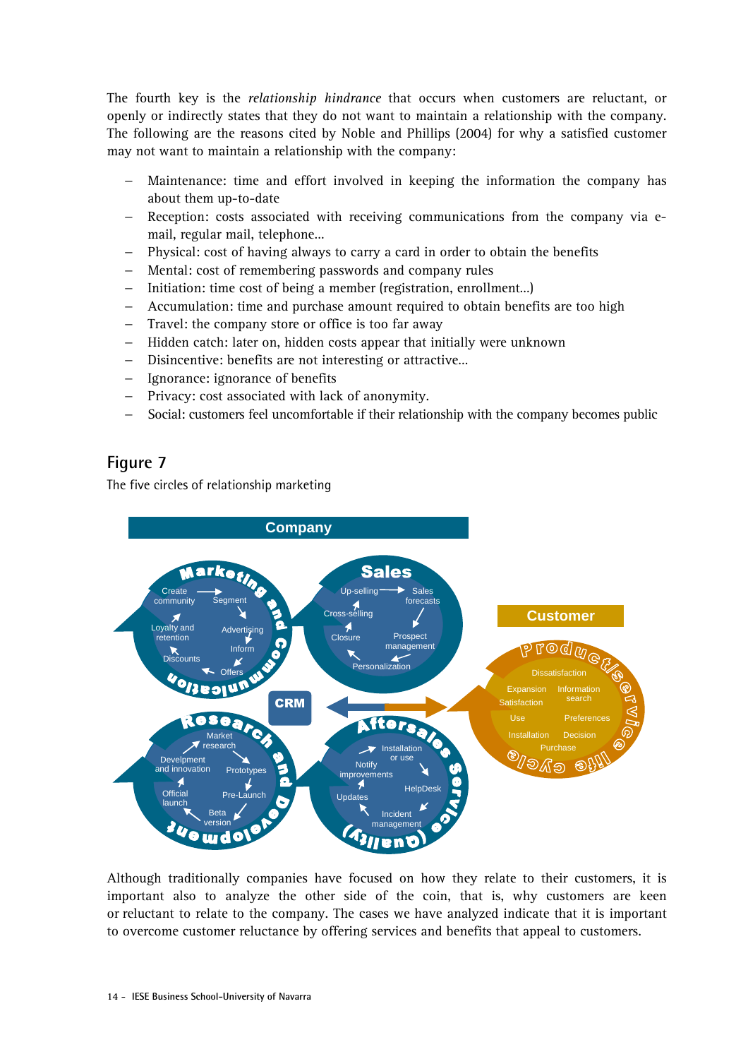The fourth key is the *relationship hindrance* that occurs when customers are reluctant, or openly or indirectly states that they do not want to maintain a relationship with the company. The following are the reasons cited by Noble and Phillips (2004) for why a satisfied customer may not want to maintain a relationship with the company:

- Maintenance: time and effort involved in keeping the information the company has about them up-to-date
- Reception: costs associated with receiving communications from the company via e-mail, regular mail, telephone...
- Physical: cost of having always to carry a card in order to obtain the benefits
- Mental: cost of remembering passwords and company rules
- Initiation: time cost of being a member (registration, enrollment...)
- Accumulation: time and purchase amount required to obtain benefits are too high
- Travel: the company store or office is too far away
- Hidden catch: later on, hidden costs appear that initially were unknown
- Disincentive: benefits are not interesting or attractive...
- Ignorance: ignorance of benefits
- Privacy: cost associated with lack of anonymity.
- Social: customers feel uncomfortable if their relationship with the company becomes public

## Figure 7

The five circles of relationship marketing

Company

Marketing and Communication: Create community → Segment → Advertising → Inform → Offers → Discounts → Loyalty and retention

Sales: Up-selling → Sales forecasts → Prospect management → Personalization → Closure → Cross-selling

CRM

Research and Development: Market research → Prototypes → Pre-Launch → Beta version → Official launch → Develpment and innovation

Aftersales Service (Quality): Installation or use → HelpDesk → Incident management → Updates → Notify improvements

Customer

Products/Services life cycle: Dissatisfaction, Information search, Preferences, Decision, Purchase, Installation, Use, Satisfaction, Expansion

Although traditionally companies have focused on how they relate to their customers, it is important also to analyze the other side of the coin, that is, why customers are keen or reluctant to relate to the company. The cases we have analyzed indicate that it is important to overcome customer reluctance by offering services and benefits that appeal to customers.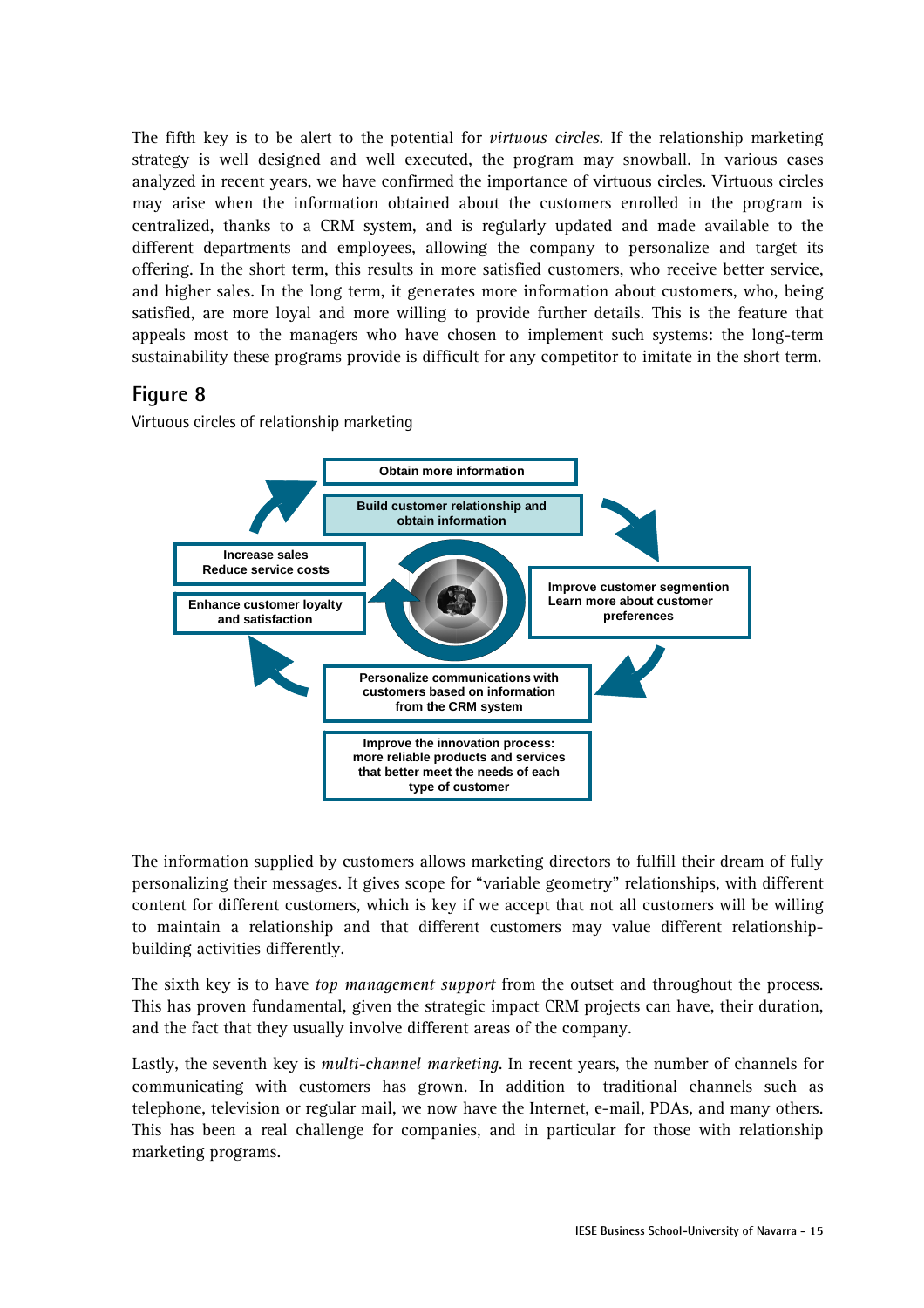The fifth key is to be alert to the potential for *virtuous circles*. If the relationship marketing strategy is well designed and well executed, the program may snowball. In various cases analyzed in recent years, we have confirmed the importance of virtuous circles. Virtuous circles may arise when the information obtained about the customers enrolled in the program is centralized, thanks to a CRM system, and is regularly updated and made available to the different departments and employees, allowing the company to personalize and target its offering. In the short term, this results in more satisfied customers, who receive better service, and higher sales. In the long term, it generates more information about customers, who, being satisfied, are more loyal and more willing to provide further details. This is the feature that appeals most to the managers who have chosen to implement such systems: the long-term sustainability these programs provide is difficult for any competitor to imitate in the short term.

## Figure 8

Virtuous circles of relationship marketing

Obtain more information

Build customer relationship and obtain information

Improve customer segmention
Learn more about customer preferences

Personalize communications with customers based on information from the CRM system

Improve the innovation process: more reliable products and services that better meet the needs of each type of customer

Enhance customer loyalty and satisfaction

Increase sales
Reduce service costs

The information supplied by customers allows marketing directors to fulfill their dream of fully personalizing their messages. It gives scope for "variable geometry" relationships, with different content for different customers, which is key if we accept that not all customers will be willing to maintain a relationship and that different customers may value different relationship-building activities differently.

The sixth key is to have *top management support* from the outset and throughout the process. This has proven fundamental, given the strategic impact CRM projects can have, their duration, and the fact that they usually involve different areas of the company.

Lastly, the seventh key is *multi-channel marketing*. In recent years, the number of channels for communicating with customers has grown. In addition to traditional channels such as telephone, television or regular mail, we now have the Internet, e-mail, PDAs, and many others. This has been a real challenge for companies, and in particular for those with relationship marketing programs.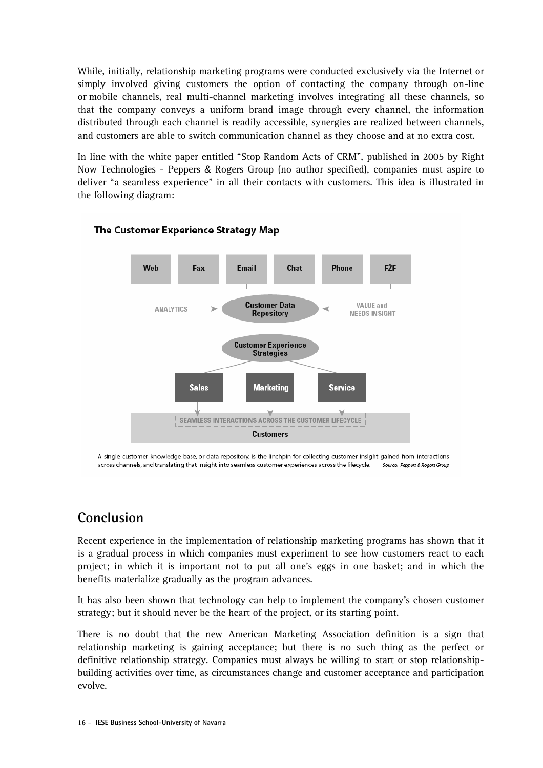While, initially, relationship marketing programs were conducted exclusively via the Internet or simply involved giving customers the option of contacting the company through on-line or mobile channels, real multi-channel marketing involves integrating all these channels, so that the company conveys a uniform brand image through every channel, the information distributed through each channel is readily accessible, synergies are realized between channels, and customers are able to switch communication channel as they choose and at no extra cost.

In line with the white paper entitled "Stop Random Acts of CRM", published in 2005 by Right Now Technologies - Peppers & Rogers Group (no author specified), companies must aspire to deliver "a seamless experience" in all their contacts with customers. This idea is illustrated in the following diagram:

**The Customer Experience Strategy Map**

Web | Fax | Email | Chat | Phone | F2F

ANALYTICS → Customer Data Repository ← VALUE and NEEDS INSIGHT

Customer Experience Strategies

Sales | Marketing | Service

SEAMLESS INTERACTIONS ACROSS THE CUSTOMER LIFECYCLE

Customers

A single customer knowledge base, or data repository, is the linchpin for collecting customer insight gained from interactions across channels, and translating that insight into seamless customer experiences across the lifecycle. *Source: Peppers & Rogers Group*

## Conclusion

Recent experience in the implementation of relationship marketing programs has shown that it is a gradual process in which companies must experiment to see how customers react to each project; in which it is important not to put all one's eggs in one basket; and in which the benefits materialize gradually as the program advances.

It has also been shown that technology can help to implement the company's chosen customer strategy; but it should never be the heart of the project, or its starting point.

There is no doubt that the new American Marketing Association definition is a sign that relationship marketing is gaining acceptance; but there is no such thing as the perfect or definitive relationship strategy. Companies must always be willing to start or stop relationship-building activities over time, as circumstances change and customer acceptance and participation evolve.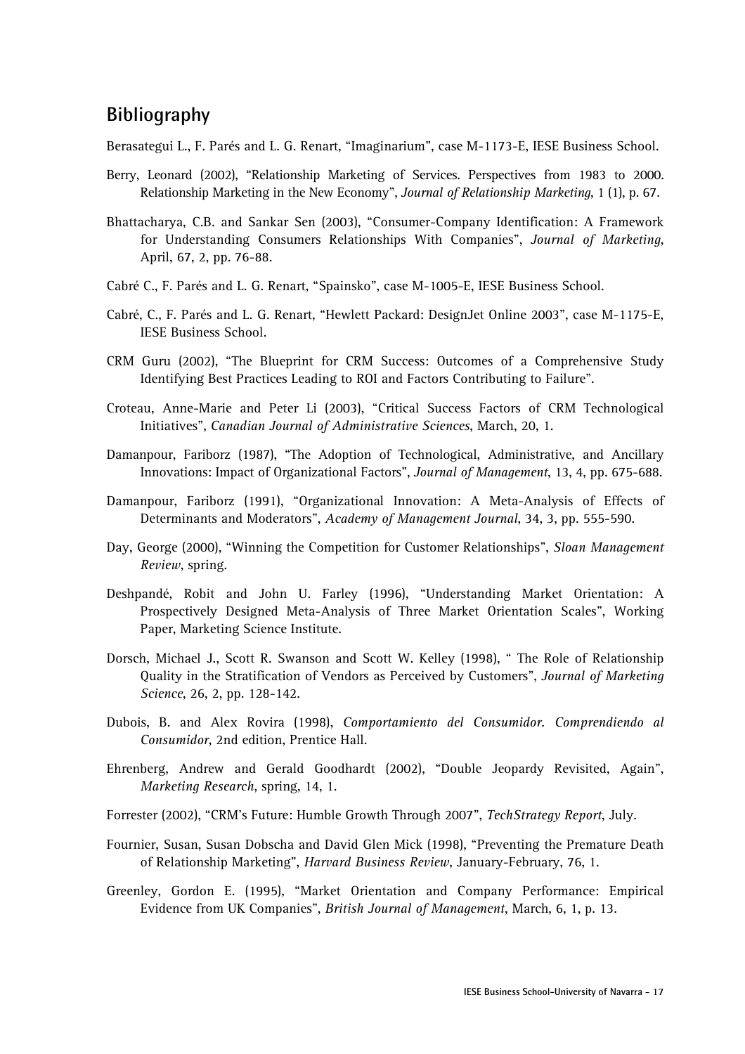## Bibliography

Berasategui L., F. Parés and L. G. Renart, "Imaginarium", case M-1173-E, IESE Business School.

Berry, Leonard (2002), "Relationship Marketing of Services. Perspectives from 1983 to 2000. Relationship Marketing in the New Economy", *Journal of Relationship Marketing*, 1 (1), p. 67.

Bhattacharya, C.B. and Sankar Sen (2003), "Consumer-Company Identification: A Framework for Understanding Consumers Relationships With Companies", *Journal of Marketing*, April, 67, 2, pp. 76-88.

Cabré C., F. Parés and L. G. Renart, "Spainsko", case M-1005-E, IESE Business School.

Cabré, C., F. Parés and L. G. Renart, "Hewlett Packard: DesignJet Online 2003", case M-1175-E, IESE Business School.

CRM Guru (2002), "The Blueprint for CRM Success: Outcomes of a Comprehensive Study Identifying Best Practices Leading to ROI and Factors Contributing to Failure".

Croteau, Anne-Marie and Peter Li (2003), "Critical Success Factors of CRM Technological Initiatives", *Canadian Journal of Administrative Sciences*, March, 20, 1.

Damanpour, Fariborz (1987), "The Adoption of Technological, Administrative, and Ancillary Innovations: Impact of Organizational Factors", *Journal of Management*, 13, 4, pp. 675-688.

Damanpour, Fariborz (1991), "Organizational Innovation: A Meta-Analysis of Effects of Determinants and Moderators", *Academy of Management Journal*, 34, 3, pp. 555-590.

Day, George (2000), "Winning the Competition for Customer Relationships", *Sloan Management Review*, spring.

Deshpandé, Robit and John U. Farley (1996), "Understanding Market Orientation: A Prospectively Designed Meta-Analysis of Three Market Orientation Scales", Working Paper, Marketing Science Institute.

Dorsch, Michael J., Scott R. Swanson and Scott W. Kelley (1998), " The Role of Relationship Quality in the Stratification of Vendors as Perceived by Customers", *Journal of Marketing Science*, 26, 2, pp. 128-142.

Dubois, B. and Alex Rovira (1998), *Comportamiento del Consumidor. Comprendiendo al Consumidor*, 2nd edition, Prentice Hall.

Ehrenberg, Andrew and Gerald Goodhardt (2002), "Double Jeopardy Revisited, Again", *Marketing Research*, spring, 14, 1.

Forrester (2002), "CRM's Future: Humble Growth Through 2007", *TechStrategy Report*, July.

Fournier, Susan, Susan Dobscha and David Glen Mick (1998), "Preventing the Premature Death of Relationship Marketing", *Harvard Business Review*, January-February, 76, 1.

Greenley, Gordon E. (1995), "Market Orientation and Company Performance: Empirical Evidence from UK Companies", *British Journal of Management*, March, 6, 1, p. 13.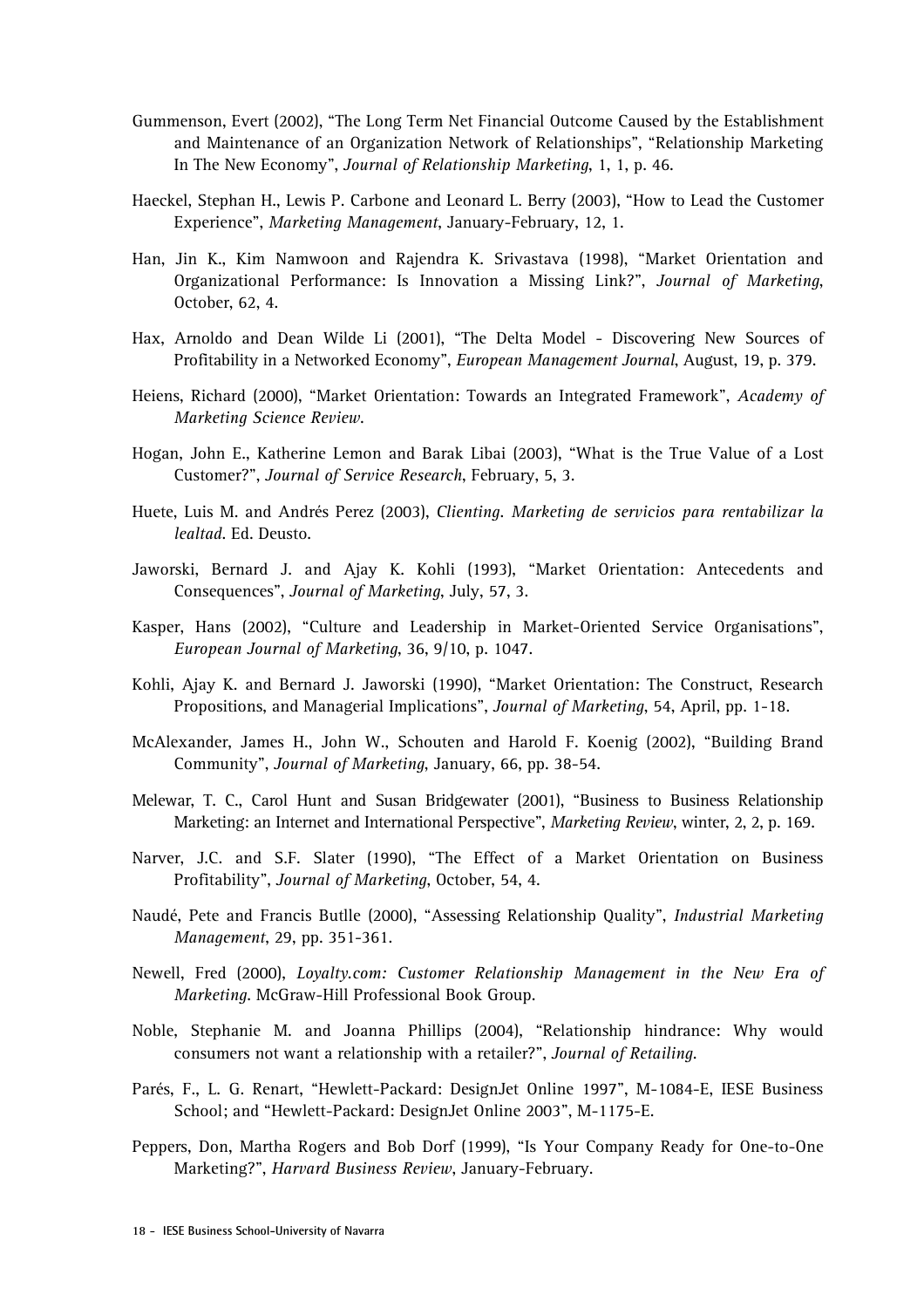Gummenson, Evert (2002), "The Long Term Net Financial Outcome Caused by the Establishment and Maintenance of an Organization Network of Relationships", "Relationship Marketing In The New Economy", *Journal of Relationship Marketing*, 1, 1, p. 46.

Haeckel, Stephan H., Lewis P. Carbone and Leonard L. Berry (2003), "How to Lead the Customer Experience", *Marketing Management*, January-February, 12, 1.

Han, Jin K., Kim Namwoon and Rajendra K. Srivastava (1998), "Market Orientation and Organizational Performance: Is Innovation a Missing Link?", *Journal of Marketing*, October, 62, 4.

Hax, Arnoldo and Dean Wilde Li (2001), "The Delta Model - Discovering New Sources of Profitability in a Networked Economy", *European Management Journal*, August, 19, p. 379.

Heiens, Richard (2000), "Market Orientation: Towards an Integrated Framework", *Academy of Marketing Science Review*.

Hogan, John E., Katherine Lemon and Barak Libai (2003), "What is the True Value of a Lost Customer?", *Journal of Service Research*, February, 5, 3.

Huete, Luis M. and Andrés Perez (2003), *Clienting. Marketing de servicios para rentabilizar la lealtad*. Ed. Deusto.

Jaworski, Bernard J. and Ajay K. Kohli (1993), "Market Orientation: Antecedents and Consequences", *Journal of Marketing*, July, 57, 3.

Kasper, Hans (2002), "Culture and Leadership in Market-Oriented Service Organisations", *European Journal of Marketing*, 36, 9/10, p. 1047.

Kohli, Ajay K. and Bernard J. Jaworski (1990), "Market Orientation: The Construct, Research Propositions, and Managerial Implications", *Journal of Marketing*, 54, April, pp. 1-18.

McAlexander, James H., John W., Schouten and Harold F. Koenig (2002), "Building Brand Community", *Journal of Marketing*, January, 66, pp. 38-54.

Melewar, T. C., Carol Hunt and Susan Bridgewater (2001), "Business to Business Relationship Marketing: an Internet and International Perspective", *Marketing Review*, winter, 2, 2, p. 169.

Narver, J.C. and S.F. Slater (1990), "The Effect of a Market Orientation on Business Profitability", *Journal of Marketing*, October, 54, 4.

Naudé, Pete and Francis Butlle (2000), "Assessing Relationship Quality", *Industrial Marketing Management*, 29, pp. 351-361.

Newell, Fred (2000), *Loyalty.com: Customer Relationship Management in the New Era of Marketing*. McGraw-Hill Professional Book Group.

Noble, Stephanie M. and Joanna Phillips (2004), "Relationship hindrance: Why would consumers not want a relationship with a retailer?", *Journal of Retailing*.

Parés, F., L. G. Renart, "Hewlett-Packard: DesignJet Online 1997", M-1084-E, IESE Business School; and "Hewlett-Packard: DesignJet Online 2003", M-1175-E.

Peppers, Don, Martha Rogers and Bob Dorf (1999), "Is Your Company Ready for One-to-One Marketing?", *Harvard Business Review*, January-February.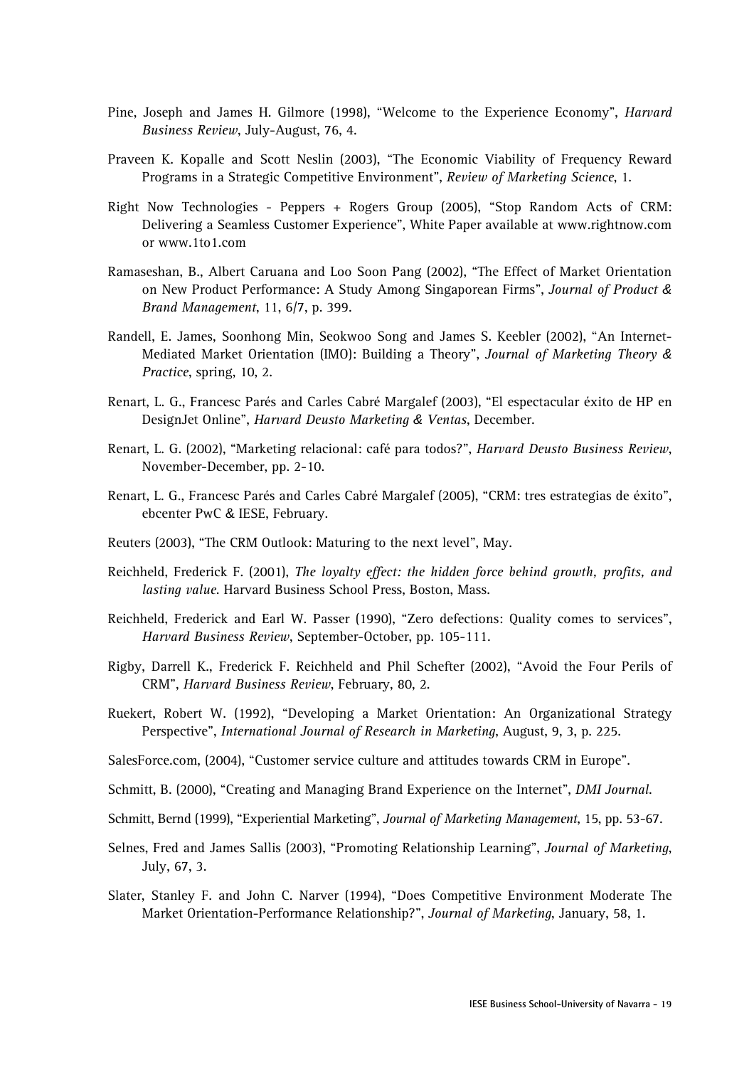Pine, Joseph and James H. Gilmore (1998), "Welcome to the Experience Economy", *Harvard Business Review*, July-August, 76, 4.

Praveen K. Kopalle and Scott Neslin (2003), "The Economic Viability of Frequency Reward Programs in a Strategic Competitive Environment", *Review of Marketing Science*, 1.

Right Now Technologies - Peppers + Rogers Group (2005), "Stop Random Acts of CRM: Delivering a Seamless Customer Experience", White Paper available at www.rightnow.com or www.1to1.com

Ramaseshan, B., Albert Caruana and Loo Soon Pang (2002), "The Effect of Market Orientation on New Product Performance: A Study Among Singaporean Firms", *Journal of Product & Brand Management*, 11, 6/7, p. 399.

Randell, E. James, Soonhong Min, Seokwoo Song and James S. Keebler (2002), "An Internet-Mediated Market Orientation (IMO): Building a Theory", *Journal of Marketing Theory & Practice*, spring, 10, 2.

Renart, L. G., Francesc Parés and Carles Cabré Margalef (2003), "El espectacular éxito de HP en DesignJet Online", *Harvard Deusto Marketing & Ventas*, December.

Renart, L. G. (2002), "Marketing relacional: café para todos?", *Harvard Deusto Business Review*, November-December, pp. 2-10.

Renart, L. G., Francesc Parés and Carles Cabré Margalef (2005), "CRM: tres estrategias de éxito", ebcenter PwC & IESE, February.

Reuters (2003), "The CRM Outlook: Maturing to the next level", May.

Reichheld, Frederick F. (2001), *The loyalty effect: the hidden force behind growth, profits, and lasting value.* Harvard Business School Press, Boston, Mass.

Reichheld, Frederick and Earl W. Passer (1990), "Zero defections: Quality comes to services", *Harvard Business Review*, September-October, pp. 105-111.

Rigby, Darrell K., Frederick F. Reichheld and Phil Schefter (2002), "Avoid the Four Perils of CRM", *Harvard Business Review*, February, 80, 2.

Ruekert, Robert W. (1992), "Developing a Market Orientation: An Organizational Strategy Perspective", *International Journal of Research in Marketing*, August, 9, 3, p. 225.

SalesForce.com, (2004), "Customer service culture and attitudes towards CRM in Europe".

Schmitt, B. (2000), "Creating and Managing Brand Experience on the Internet", *DMI Journal*.

Schmitt, Bernd (1999), "Experiential Marketing", *Journal of Marketing Management*, 15, pp. 53-67.

Selnes, Fred and James Sallis (2003), "Promoting Relationship Learning", *Journal of Marketing*, July, 67, 3.

Slater, Stanley F. and John C. Narver (1994), "Does Competitive Environment Moderate The Market Orientation-Performance Relationship?", *Journal of Marketing*, January, 58, 1.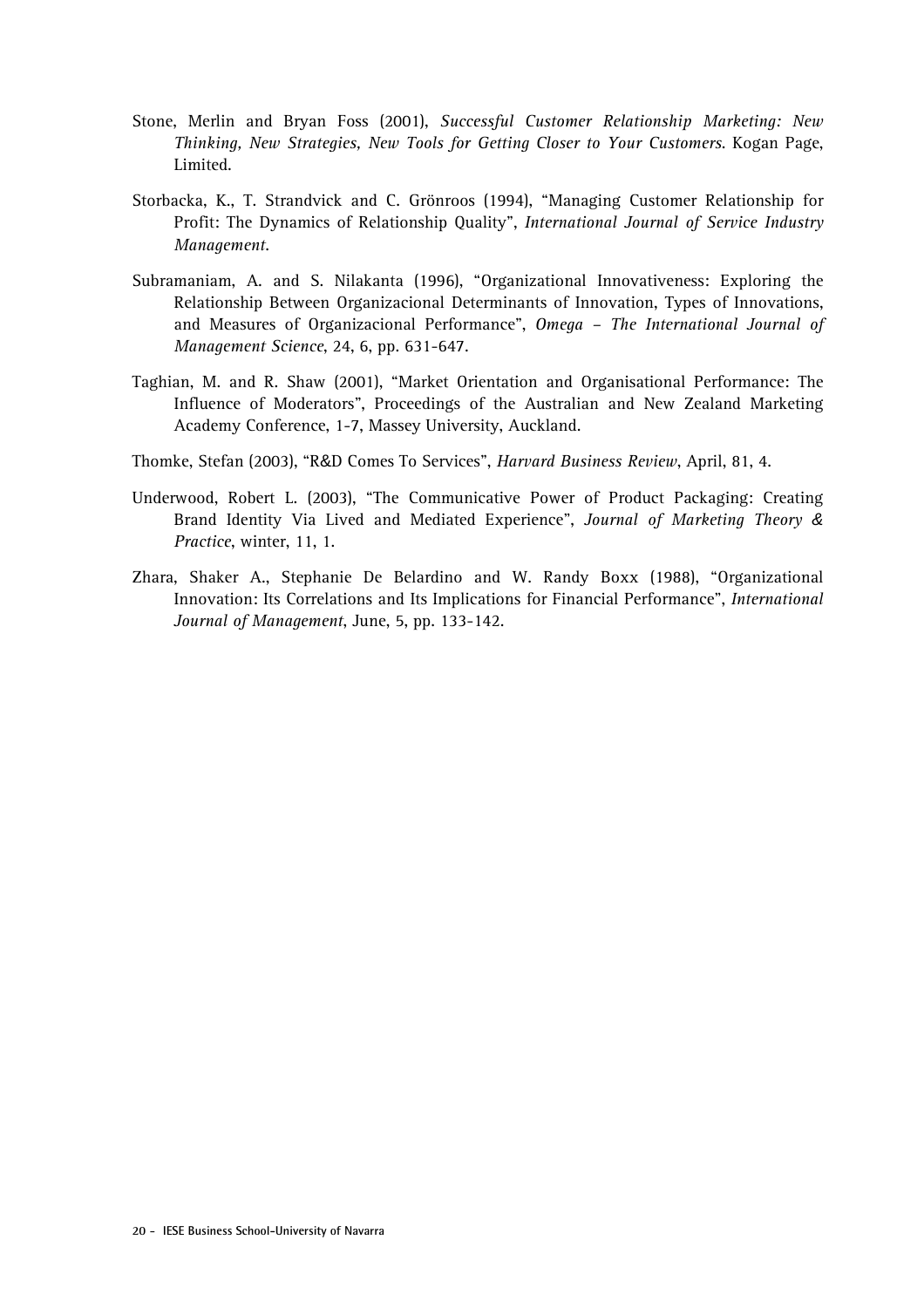Stone, Merlin and Bryan Foss (2001), *Successful Customer Relationship Marketing: New Thinking, New Strategies, New Tools for Getting Closer to Your Customers*. Kogan Page, Limited.

Storbacka, K., T. Strandvick and C. Grönroos (1994), "Managing Customer Relationship for Profit: The Dynamics of Relationship Quality", *International Journal of Service Industry Management*.

Subramaniam, A. and S. Nilakanta (1996), "Organizational Innovativeness: Exploring the Relationship Between Organizacional Determinants of Innovation, Types of Innovations, and Measures of Organizacional Performance", *Omega – The International Journal of Management Science*, 24, 6, pp. 631-647.

Taghian, M. and R. Shaw (2001), "Market Orientation and Organisational Performance: The Influence of Moderators", Proceedings of the Australian and New Zealand Marketing Academy Conference, 1-7, Massey University, Auckland.

Thomke, Stefan (2003), "R&D Comes To Services", *Harvard Business Review*, April, 81, 4.

Underwood, Robert L. (2003), "The Communicative Power of Product Packaging: Creating Brand Identity Via Lived and Mediated Experience", *Journal of Marketing Theory & Practice*, winter, 11, 1.

Zhara, Shaker A., Stephanie De Belardino and W. Randy Boxx (1988), "Organizational Innovation: Its Correlations and Its Implications for Financial Performance", *International Journal of Management*, June, 5, pp. 133-142.